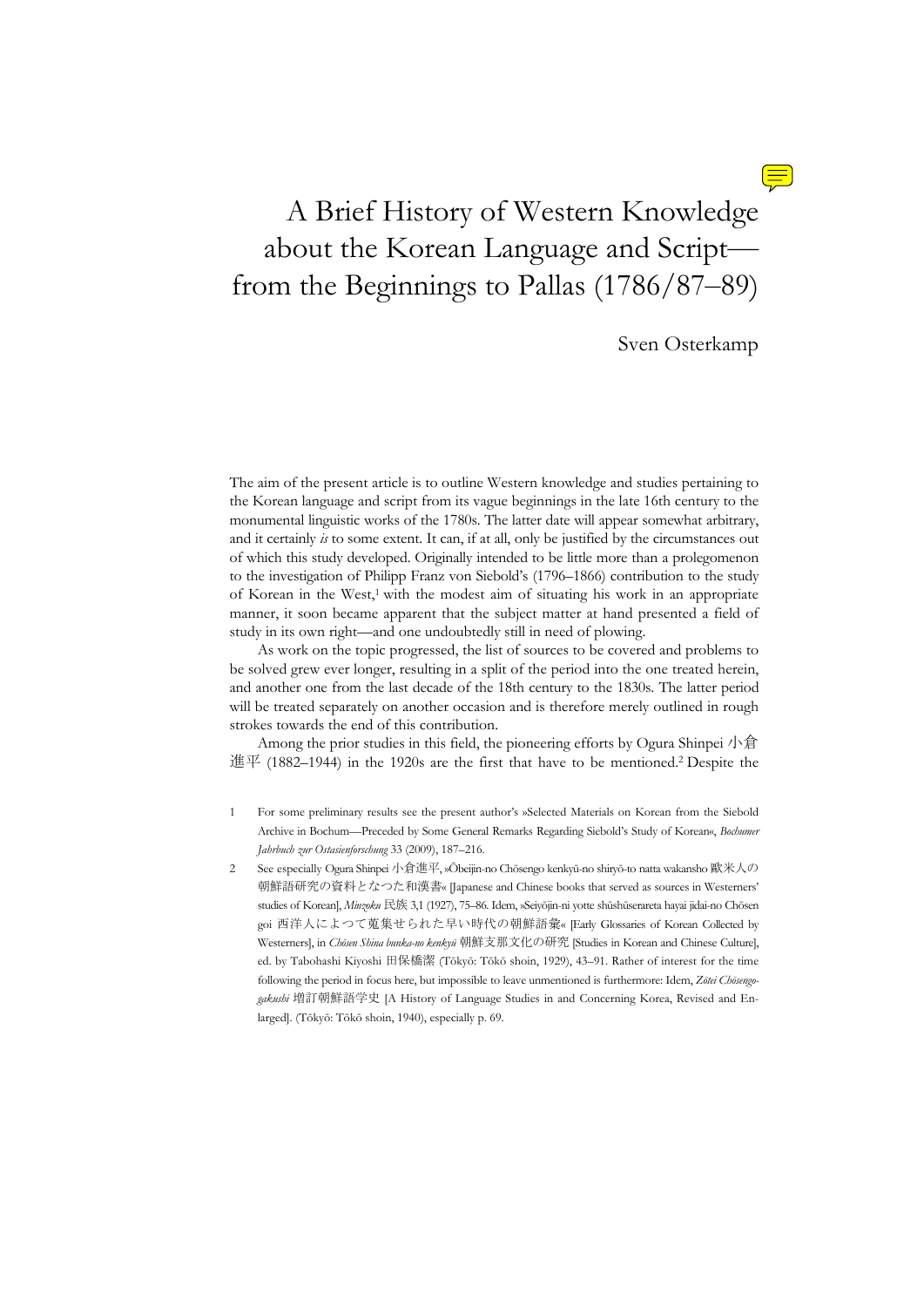# A Brief History of Western Knowledge about the Korean Language and Script—from the Beginnings to Pallas (1786/87–89)

Sven Osterkamp

The aim of the present article is to outline Western knowledge and studies pertaining to the Korean language and script from its vague beginnings in the late 16th century to the monumental linguistic works of the 1780s. The latter date will appear somewhat arbitrary, and it certainly *is* to some extent. It can, if at all, only be justified by the circumstances out of which this study developed. Originally intended to be little more than a prolegomenon to the investigation of Philipp Franz von Siebold's (1796–1866) contribution to the study of Korean in the West,[1] with the modest aim of situating his work in an appropriate manner, it soon became apparent that the subject matter at hand presented a field of study in its own right—and one undoubtedly still in need of plowing.

As work on the topic progressed, the list of sources to be covered and problems to be solved grew ever longer, resulting in a split of the period into the one treated herein, and another one from the last decade of the 18th century to the 1830s. The latter period will be treated separately on another occasion and is therefore merely outlined in rough strokes towards the end of this contribution.

Among the prior studies in this field, the pioneering efforts by Ogura Shinpei 小倉進平 (1882–1944) in the 1920s are the first that have to be mentioned.[2] Despite the

1 For some preliminary results see the present author's »Selected Materials on Korean from the Siebold Archive in Bochum—Preceded by Some General Remarks Regarding Siebold's Study of Korean«, *Bochumer Jahrbuch zur Ostasienforschung* 33 (2009), 187–216.

2 See especially Ogura Shinpei 小倉進平, »Ōbeijin-no Chōsengo kenkyū-no shiryō-to natta wakansho 欧米人の朝鮮語研究の資料となつた和漢書« [Japanese and Chinese books that served as sources in Westerners' studies of Korean], *Minzoku* 民族 3,1 (1927), 75–86. Idem, »Seiyōjin-ni yotte shūshūserareta hayai jidai-no Chōsen goi 西洋人によつて蒐集せられた早い時代の朝鮮語彙« [Early Glossaries of Korean Collected by Westerners], in *Chōsen Shina bunka-no kenkyū* 朝鮮支那文化の研究 [Studies in Korean and Chinese Culture], ed. by Tabohashi Kiyoshi 田保橋潔 (Tōkyō: Tōkō shoin, 1929), 43–91. Rather of interest for the time following the period in focus here, but impossible to leave unmentioned is furthermore: Idem, *Zōtei Chōsengo-gakushi* 増訂朝鮮語学史 [A History of Language Studies in and Concerning Korea, Revised and Enlarged]. (Tōkyō: Tōkō shoin, 1940), especially p. 69.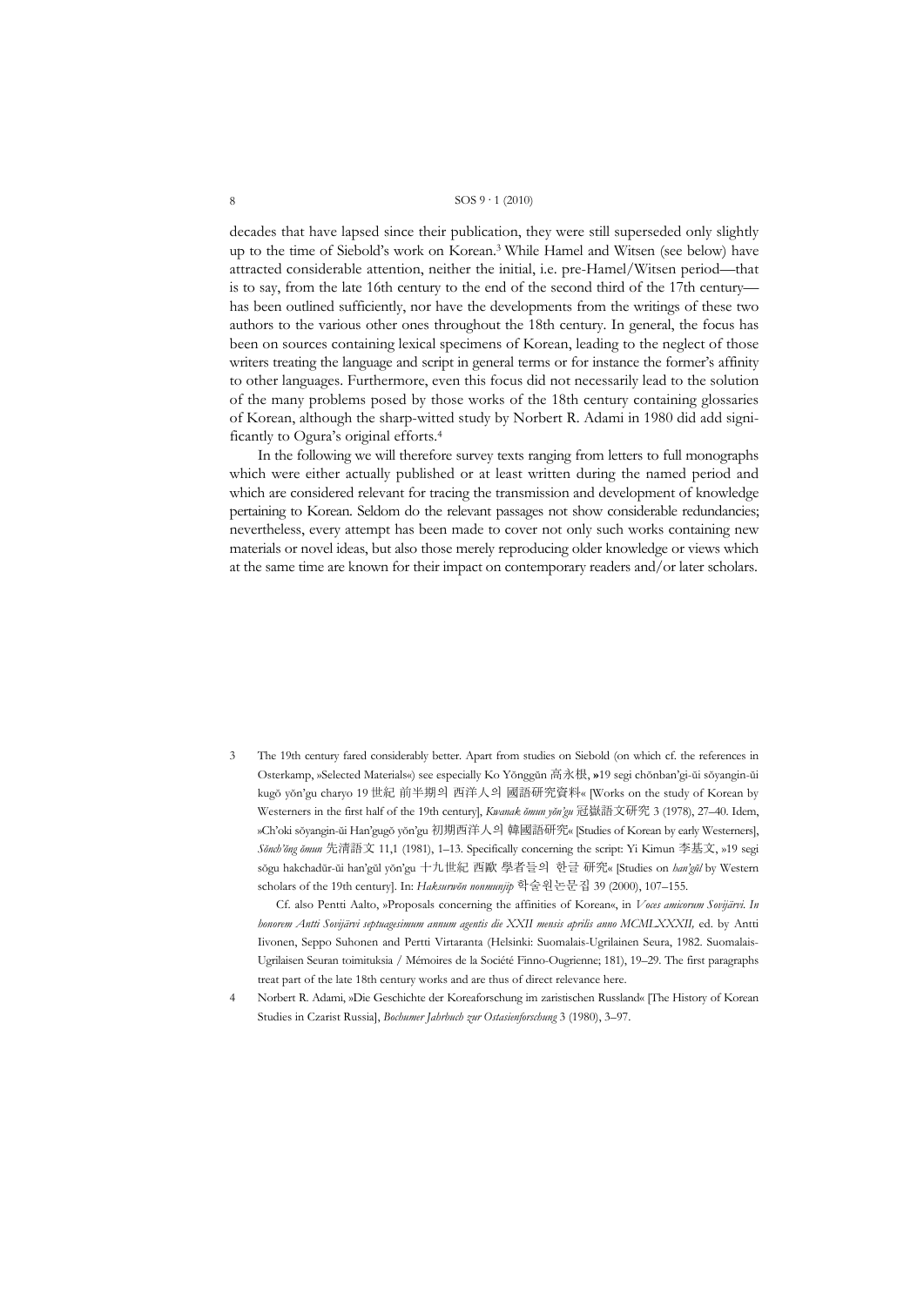decades that have lapsed since their publication, they were still superseded only slightly up to the time of Siebold's work on Korean.[3] While Hamel and Witsen (see below) have attracted considerable attention, neither the initial, i.e. pre-Hamel/Witsen period—that is to say, from the late 16th century to the end of the second third of the 17th century—has been outlined sufficiently, nor have the developments from the writings of these two authors to the various other ones throughout the 18th century. In general, the focus has been on sources containing lexical specimens of Korean, leading to the neglect of those writers treating the language and script in general terms or for instance the former's affinity to other languages. Furthermore, even this focus did not necessarily lead to the solution of the many problems posed by those works of the 18th century containing glossaries of Korean, although the sharp-witted study by Norbert R. Adami in 1980 did add significantly to Ogura's original efforts.[4]

In the following we will therefore survey texts ranging from letters to full monographs which were either actually published or at least written during the named period and which are considered relevant for tracing the transmission and development of knowledge pertaining to Korean. Seldom do the relevant passages not show considerable redundancies; nevertheless, every attempt has been made to cover not only such works containing new materials or novel ideas, but also those merely reproducing older knowledge or views which at the same time are known for their impact on contemporary readers and/or later scholars.

3 The 19th century fared considerably better. Apart from studies on Siebold (on which cf. the references in Osterkamp, »Selected Materials«) see especially Ko Yŏnggŭn 高永根, »19 segi chŏnban'gi-ŭi sŏyangin-ŭi kugŏ yŏn'gu charyo 19 世紀 前半期의 西洋人의 國語研究資料« [Works on the study of Korean by Westerners in the first half of the 19th century], *Kwanak ŏmun yŏn'gu* 冠嶽語文研究 3 (1978), 27–40. Idem, »Ch'oki sŏyangin-ŭi Han'gugŏ yŏn'gu 初期西洋人의 韓國語研究« [Studies of Korean by early Westerners], *Sŏnch'ŏng ŏmun* 先清語文 11,1 (1981), 1–13. Specifically concerning the script: Yi Kimun 李基文, »19 segi sŏgu hakchadŭr-ŭi han'gŭl yŏn'gu 十九世紀 西歐 學者들의 한글 研究« [Studies on *han'gŭl* by Western scholars of the 19th century]. In: *Haksurwŏn nonmunjip* 학술원논문집 39 (2000), 107–155.

Cf. also Pentti Aalto, »Proposals concerning the affinities of Korean«, in *Voces amicorum Sovijärvi. In honorem Antti Sovijärvi septuagesimum annum agentis die XXII mensis aprilis anno MCMLXXXII,* ed. by Antti Iivonen, Seppo Suhonen and Pertti Virtaranta (Helsinki: Suomalais-Ugrilainen Seura, 1982. Suomalais-Ugrilaisen Seuran toimituksia / Mémoires de la Société Finno-Ougrienne; 181), 19–29. The first paragraphs treat part of the late 18th century works and are thus of direct relevance here.

4 Norbert R. Adami, »Die Geschichte der Koreaforschung im zaristischen Russland« [The History of Korean Studies in Czarist Russia], *Bochumer Jahrbuch zur Ostasienforschung* 3 (1980), 3–97.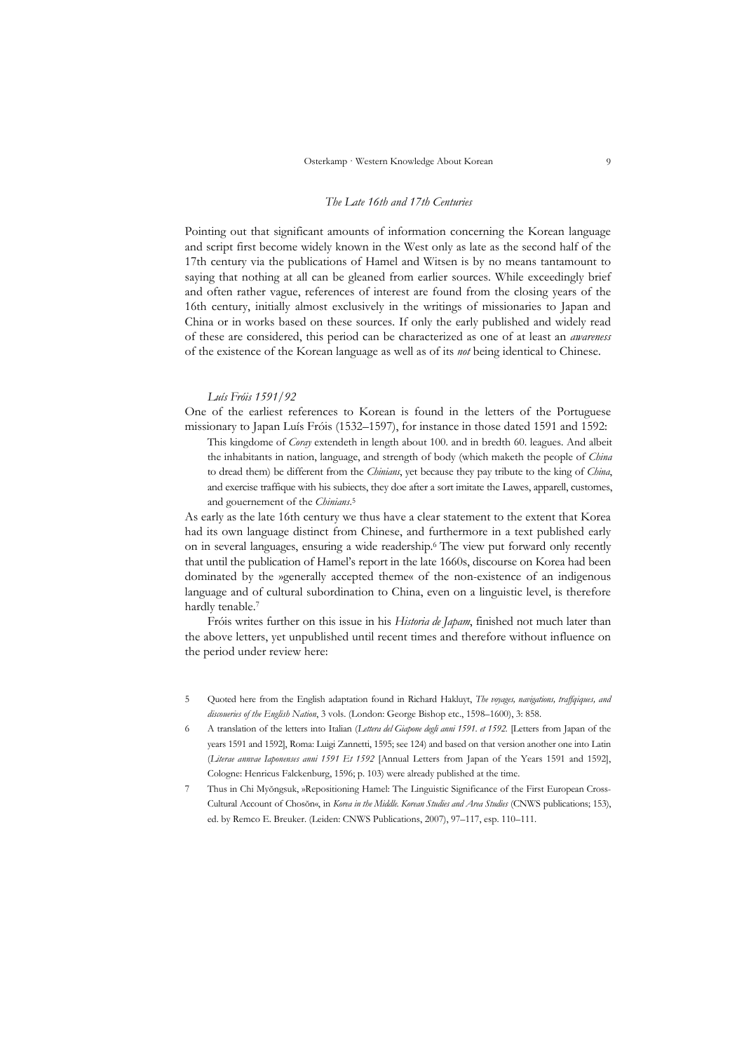### *The Late 16th and 17th Centuries*

Pointing out that significant amounts of information concerning the Korean language and script first become widely known in the West only as late as the second half of the 17th century via the publications of Hamel and Witsen is by no means tantamount to saying that nothing at all can be gleaned from earlier sources. While exceedingly brief and often rather vague, references of interest are found from the closing years of the 16th century, initially almost exclusively in the writings of missionaries to Japan and China or in works based on these sources. If only the early published and widely read of these are considered, this period can be characterized as one of at least an *awareness* of the existence of the Korean language as well as of its *not* being identical to Chinese.

#### *Luís Fróis 1591/92*

One of the earliest references to Korean is found in the letters of the Portuguese missionary to Japan Luís Fróis (1532–1597), for instance in those dated 1591 and 1592:

> This kingdome of *Coray* extendeth in length about 100. and in bredth 60. leagues. And albeit the inhabitants in nation, language, and strength of body (which maketh the people of *China* to dread them) be different from the *Chinians*, yet because they pay tribute to the king of *China*, and exercise traffique with his subiects, they doe after a sort imitate the Lawes, apparell, customes, and gouernement of the *Chinians*.[5]

As early as the late 16th century we thus have a clear statement to the extent that Korea had its own language distinct from Chinese, and furthermore in a text published early on in several languages, ensuring a wide readership.[6] The view put forward only recently that until the publication of Hamel's report in the late 1660s, discourse on Korea had been dominated by the »generally accepted theme« of the non-existence of an indigenous language and of cultural subordination to China, even on a linguistic level, is therefore hardly tenable.[7]

Fróis writes further on this issue in his *Historia de Japam*, finished not much later than the above letters, yet unpublished until recent times and therefore without influence on the period under review here:

---

5 Quoted here from the English adaptation found in Richard Hakluyt, *The voyages, navigations, traffiqiques, and discoueries of the English Nation*, 3 vols. (London: George Bishop etc., 1598–1600), 3: 858.

6 A translation of the letters into Italian (*Lettera del Giapone degli anni 1591. et 1592.* [Letters from Japan of the years 1591 and 1592], Roma: Luigi Zannetti, 1595; see 124) and based on that version another one into Latin (*Literae annvae Iaponenses anni 1591 Et 1592* [Annual Letters from Japan of the Years 1591 and 1592], Cologne: Henricus Falckenburg, 1596; p. 103) were already published at the time.

7 Thus in Chi Myŏngsuk, »Repositioning Hamel: The Linguistic Significance of the First European Cross-Cultural Account of Chosŏn«, in *Korea in the Middle. Korean Studies and Area Studies* (CNWS publications; 153), ed. by Remco E. Breuker. (Leiden: CNWS Publications, 2007), 97–117, esp. 110–111.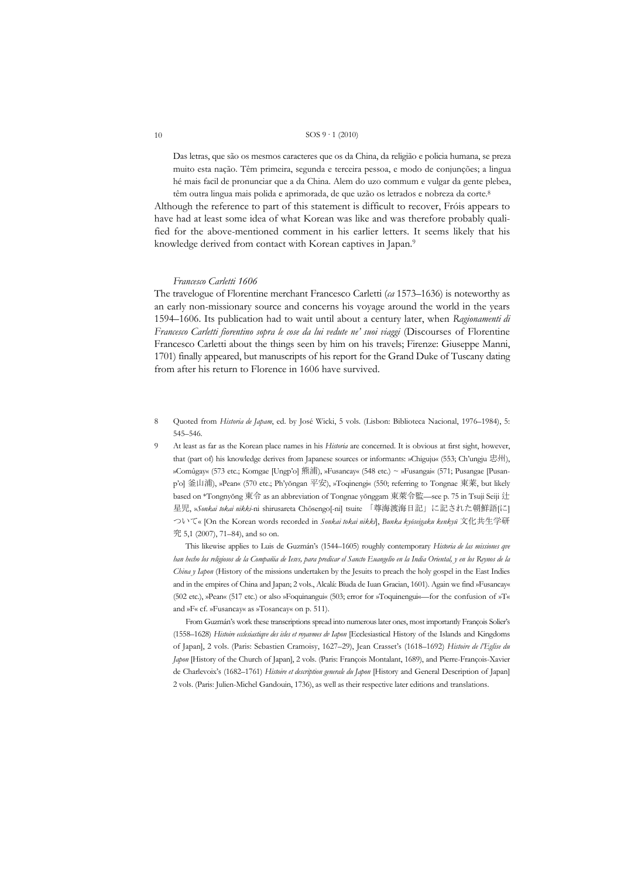> Das letras, que são os mesmos caracteres que os da China, da religião e policia humana, se preza muito esta nação. Têm primeira, segunda e terceira pessoa, e modo de conjunções; a lingua hé mais facil de pronunciar que a da China. Alem do uzo commum e vulgar da gente plebea, têm outra lingua mais polida e aprimorada, de que uzão os letrados e nobreza da corte.[8]

Although the reference to part of this statement is difficult to recover, Fróis appears to have had at least some idea of what Korean was like and was therefore probably qualified for the above-mentioned comment in his earlier letters. It seems likely that his knowledge derived from contact with Korean captives in Japan.[9]

*Francesco Carletti 1606*

The travelogue of Florentine merchant Francesco Carletti (*ca* 1573–1636) is noteworthy as an early non-missionary source and concerns his voyage around the world in the years 1594–1606. Its publication had to wait until about a century later, when *Ragionamenti di Francesco Carletti fiorentino sopra le cose da lui vedute ne' suoi viaggi* (Discourses of Florentine Francesco Carletti about the things seen by him on his travels; Firenze: Giuseppe Manni, 1701) finally appeared, but manuscripts of his report for the Grand Duke of Tuscany dating from after his return to Florence in 1606 have survived.

---

8 Quoted from *Historia de Japam*, ed. by José Wicki, 5 vols. (Lisbon: Biblioteca Nacional, 1976–1984), 5: 545–546.

9 At least as far as the Korean place names in his *Historia* are concerned. It is obvious at first sight, however, that (part of) his knowledge derives from Japanese sources or informants: »Chiguju« (553; Ch'ungju 忠州), »Comûgay« (573 etc.; Komgae [Ungp'o] 熊浦), »Fusancay« (548 etc.) ~ »Fusangai« (571; Pusangae [Pusan-p'o] 釜山浦), »Pean« (570 etc.; Ph'yŏngan 平安), »Toqinengi« (550; referring to Tongnae 東萊, but likely based on *Tongnyŏng 東令 as an abbreviation of Tongnae yŏnggam 東萊令監—see p. 75 in Tsuji Seiji 辻星児, »*Sonkai tokai nikki*-ni shirusareta Chōsengo[-ni] tsuite 「尊海渡海日記」に記された朝鮮語[に]ついて« [On the Korean words recorded in *Sonkai tokai nikki*], *Bunka kyōseigaku kenkyū* 文化共生学研究 5,1 (2007), 71–84), and so on.

This likewise applies to Luis de Guzmán's (1544–1605) roughly contemporary *Historia de las missiones que han hecho los religiosos de la Compañia de Iesvs, para predicar el Sancto Euangelio en la India Oriental, y en los Reynos de la China y Iapon* (History of the missions undertaken by the Jesuits to preach the holy gospel in the East Indies and in the empires of China and Japan; 2 vols., Alcalá: Biuda de Iuan Gracian, 1601). Again we find »Fusancay« (502 etc.), »Pean« (517 etc.) or also »Foquinangui« (503; error for »Toquinengui«—for the confusion of »T« and »F« cf. »Fusancay« as »Tosancay« on p. 511).

From Guzmán's work these transcriptions spread into numerous later ones, most importantly François Solier's (1558–1628) *Histoire ecclesiastiqve des isles et royavmes dv Iapon* [Ecclesiastical History of the Islands and Kingdoms of Japan], 2 vols. (Paris: Sebastien Cramoisy, 1627–29), Jean Crasset's (1618–1692) *Histoire de l'Eglise du Japon* [History of the Church of Japan], 2 vols. (Paris: François Montalant, 1689), and Pierre-François-Xavier de Charlevoix's (1682–1761) *Histoire et description generale du Japon* [History and General Description of Japan] 2 vols. (Paris: Julien-Michel Gandouin, 1736), as well as their respective later editions and translations.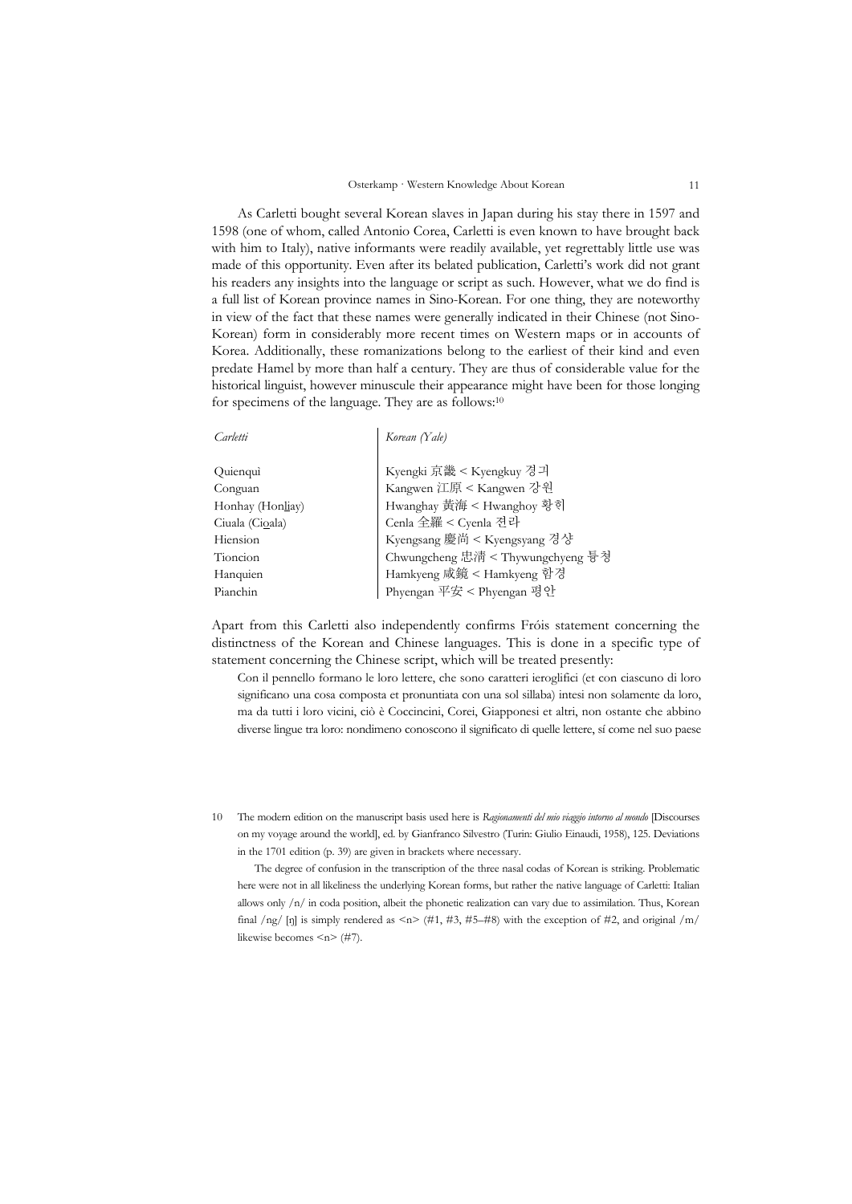As Carletti bought several Korean slaves in Japan during his stay there in 1597 and 1598 (one of whom, called Antonio Corea, Carletti is even known to have brought back with him to Italy), native informants were readily available, yet regrettably little use was made of this opportunity. Even after its belated publication, Carletti's work did not grant his readers any insights into the language or script as such. However, what we do find is a full list of Korean province names in Sino-Korean. For one thing, they are noteworthy in view of the fact that these names were generally indicated in their Chinese (not Sino-Korean) form in considerably more recent times on Western maps or in accounts of Korea. Additionally, these romanizations belong to the earliest of their kind and even predate Hamel by more than half a century. They are thus of considerable value for the historical linguist, however minuscule their appearance might have been for those longing for specimens of the language. They are as follows:[10]

| *Carletti* | *Korean (Yale)* |
|---|---|
| Quienquì | Kyengki 京畿 < Kyengkuy 경긔 |
| Conguan | Kangwen 江原 < Kangwen 강원 |
| Honhay (Hon<u>l</u>iay) | Hwanghay 黃海 < Hwanghoy 황히 |
| Ciuala (Ci<u>o</u>ala) | Cenla 全羅 < Cyenla 젼라 |
| Hiension | Kyengsang 慶尙 < Kyengsyang 경샹 |
| Tioncion | Chwungcheng 忠淸 < Thywungchyeng 튱쳥 |
| Hanquien | Hamkyeng 咸鏡 < Hamkyeng 함경 |
| Pianchin | Phyengan 平安 < Phyengan 평안 |

Apart from this Carletti also independently confirms Fróis statement concerning the distinctness of the Korean and Chinese languages. This is done in a specific type of statement concerning the Chinese script, which will be treated presently:

> Con il pennello formano le loro lettere, che sono caratteri ieroglifici (et con ciascuno di loro significano una cosa composta et pronuntiata con una sol sillaba) intesi non solamente da loro, ma da tutti i loro vicini, ciò è Coccincini, Corei, Giapponesi et altri, non ostante che abbino diverse lingue tra loro: nondimeno conoscono il significato di quelle lettere, sí come nel suo paese

10 The modern edition on the manuscript basis used here is *Ragionamenti del mio viaggio intorno al mondo* [Discourses on my voyage around the world], ed. by Gianfranco Silvestro (Turin: Giulio Einaudi, 1958), 125. Deviations in the 1701 edition (p. 39) are given in brackets where necessary.

The degree of confusion in the transcription of the three nasal codas of Korean is striking. Problematic here were not in all likeliness the underlying Korean forms, but rather the native language of Carletti: Italian allows only /n/ in coda position, albeit the phonetic realization can vary due to assimilation. Thus, Korean final /ng/ [ŋ] is simply rendered as <n> (#1, #3, #5–#8) with the exception of #2, and original /m/ likewise becomes <n> (#7).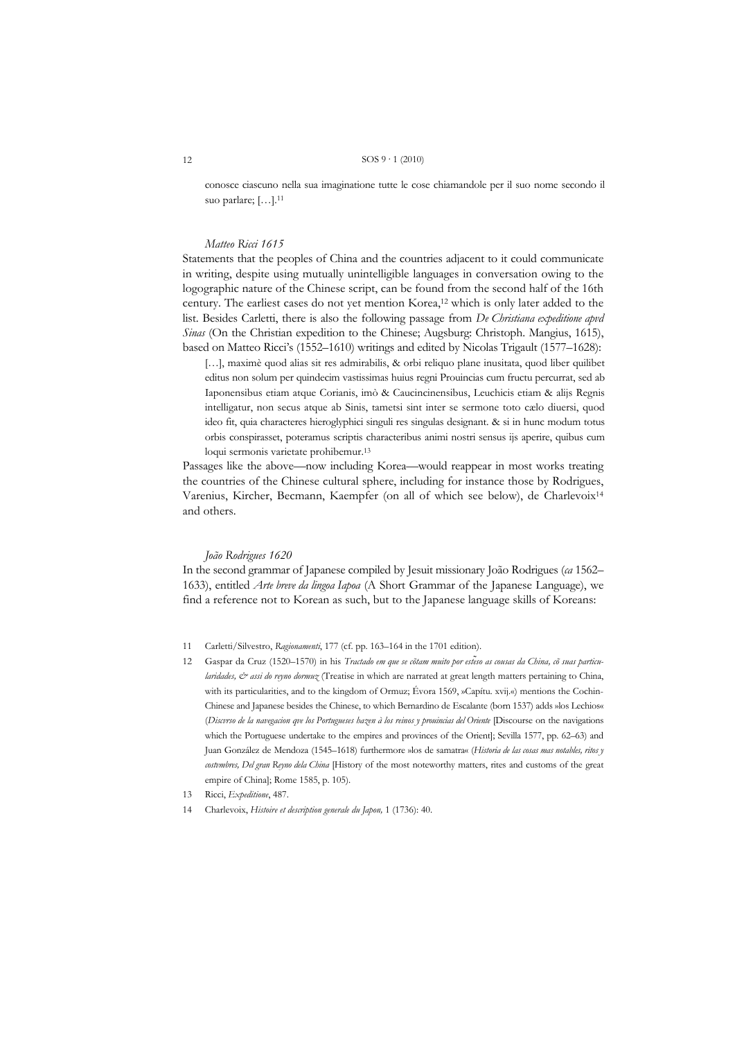conosce ciascuno nella sua imaginatione tutte le cose chiamandole per il suo nome secondo il suo parlare; […].[11]

*Matteo Ricci 1615*

Statements that the peoples of China and the countries adjacent to it could communicate in writing, despite using mutually unintelligible languages in conversation owing to the logographic nature of the Chinese script, can be found from the second half of the 16th century. The earliest cases do not yet mention Korea,[12] which is only later added to the list. Besides Carletti, there is also the following passage from *De Christiana expeditione apvd Sinas* (On the Christian expedition to the Chinese; Augsburg: Christoph. Mangius, 1615), based on Matteo Ricci's (1552–1610) writings and edited by Nicolas Trigault (1577–1628):

> […], maximè quod alias sit res admirabilis, & orbi reliquo plane inusitata, quod liber quilibet editus non solum per quindecim vastissimas huius regni Prouincias cum fructu percurrat, sed ab Iaponensibus etiam atque Corianis, imò & Caucincinensibus, Leuchicis etiam & alijs Regnis intelligatur, non secus atque ab Sinis, tametsi sint inter se sermone toto cælo diuersi, quod ideo fit, quia characteres hieroglyphici singuli res singulas designant. & si in hunc modum totus orbis conspirasset, poteramus scriptis characteribus animi nostri sensus ijs aperire, quibus cum loqui sermonis varietate prohibemur.[13]

Passages like the above—now including Korea—would reappear in most works treating the countries of the Chinese cultural sphere, including for instance those by Rodrigues, Varenius, Kircher, Becmann, Kaempfer (on all of which see below), de Charlevoix[14] and others.

*João Rodrigues 1620*

In the second grammar of Japanese compiled by Jesuit missionary João Rodrigues (*ca* 1562–1633), entitled *Arte breve da lingoa Iapoa* (A Short Grammar of the Japanese Language), we find a reference not to Korean as such, but to the Japanese language skills of Koreans:

---

11 Carletti/Silvestro, *Ragionamenti*, 177 (cf. pp. 163–164 in the 1701 edition).

12 Gaspar da Cruz (1520–1570) in his *Tractado em que se cõtam muito por esteso as cousas da China, cõ suas particularidades, & assi do reyno dormuz* (Treatise in which are narrated at great length matters pertaining to China, with its particularities, and to the kingdom of Ormuz; Évora 1569, »Capítu. xvij.«) mentions the Cochin-Chinese and Japanese besides the Chinese, to which Bernardino de Escalante (born 1537) adds »los Lechios« (*Discvrso de la navegacion qve los Portugueses hazen à los reinos y prouincias del Oriente* [Discourse on the navigations which the Portuguese undertake to the empires and provinces of the Orient]; Sevilla 1577, pp. 62–63) and Juan González de Mendoza (1545–1618) furthermore »los de samatra« (*Historia de las cosas mas notables, ritos y costvmbres, Del gran Reyno dela China* [History of the most noteworthy matters, rites and customs of the great empire of China]; Rome 1585, p. 105).

13 Ricci, *Expeditione*, 487.

14 Charlevoix, *Histoire et description generale du Japon,* 1 (1736): 40.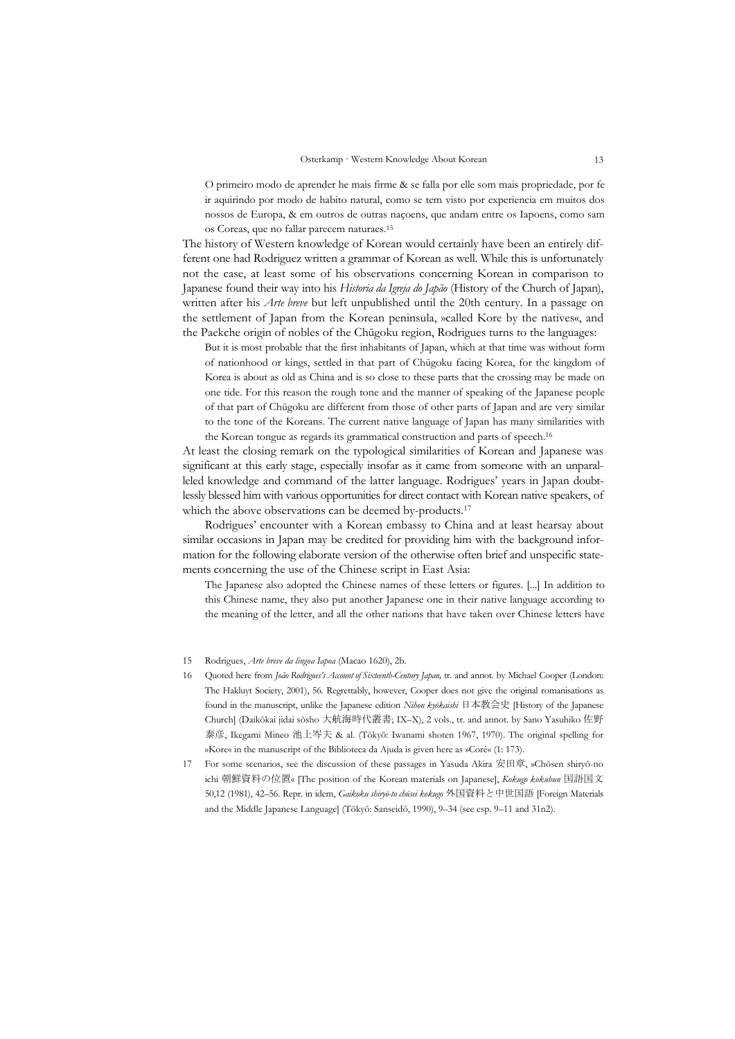> O primeiro modo de aprender he mais firme & se falla por elle som mais propriedade, por fe ir aquirindo por modo de habito natural, como se tem visto por experiencia em muitos dos nossos de Europa, & em outros de outras naçoens, que andam entre os Iapoens, como sam os Coreas, que no fallar parecem naturaes.[15]

The history of Western knowledge of Korean would certainly have been an entirely different one had Rodriguez written a grammar of Korean as well. While this is unfortunately not the case, at least some of his observations concerning Korean in comparison to Japanese found their way into his *Historia da Igreja do Japão* (History of the Church of Japan), written after his *Arte breve* but left unpublished until the 20th century. In a passage on the settlement of Japan from the Korean peninsula, »called Kore by the natives«, and the Paekche origin of nobles of the Chūgoku region, Rodrigues turns to the languages:

> But it is most probable that the first inhabitants of Japan, which at that time was without form of nationhood or kings, settled in that part of Chūgoku facing Korea, for the kingdom of Korea is about as old as China and is so close to these parts that the crossing may be made on one tide. For this reason the rough tone and the manner of speaking of the Japanese people of that part of Chūgoku are different from those of other parts of Japan and are very similar to the tone of the Koreans. The current native language of Japan has many similarities with the Korean tongue as regards its grammatical construction and parts of speech.[16]

At least the closing remark on the typological similarities of Korean and Japanese was significant at this early stage, especially insofar as it came from someone with an unparalleled knowledge and command of the latter language. Rodrigues' years in Japan doubtlessly blessed him with various opportunities for direct contact with Korean native speakers, of which the above observations can be deemed by-products.[17]

Rodrigues' encounter with a Korean embassy to China and at least hearsay about similar occasions in Japan may be credited for providing him with the background information for the following elaborate version of the otherwise often brief and unspecific statements concerning the use of the Chinese script in East Asia:

> The Japanese also adopted the Chinese names of these letters or figures. [...] In addition to this Chinese name, they also put another Japanese one in their native language according to the meaning of the letter, and all the other nations that have taken over Chinese letters have

15 Rodrigues, *Arte breve da lingoa Iapoa* (Macao 1620), 2b.

16 Quoted here from *João Rodrigues's Account of Sixteenth-Century Japan,* tr. and annot. by Michael Cooper (London: The Hakluyt Society, 2001), 56. Regrettably, however, Cooper does not give the original romanisations as found in the manuscript, unlike the Japanese edition *Nihon kyōkaishi* 日本教会史 [History of the Japanese Church] (Daikōkai jidai sōsho 大航海時代叢書; IX–X), 2 vols., tr. and annot. by Sano Yasuhiko 佐野泰彦, Ikegami Mineo 池上岑夫 & al. (Tōkyō: Iwanami shoten 1967, 1970). The original spelling for »Kore« in the manuscript of the Biblioteca da Ajuda is given here as »Corê« (1: 173).

17 For some scenarios, see the discussion of these passages in Yasuda Akira 安田章, »Chōsen shiryō-no ichi 朝鮮資料の位置« [The position of the Korean materials on Japanese], *Kokugo kokubun* 国語国文 50,12 (1981), 42–56. Repr. in idem, *Gaikoku shiryō-to chūsei kokugo* 外国資料と中世国語 [Foreign Materials and the Middle Japanese Language] (Tōkyō: Sanseidō, 1990), 9–34 (see esp. 9–11 and 31n2).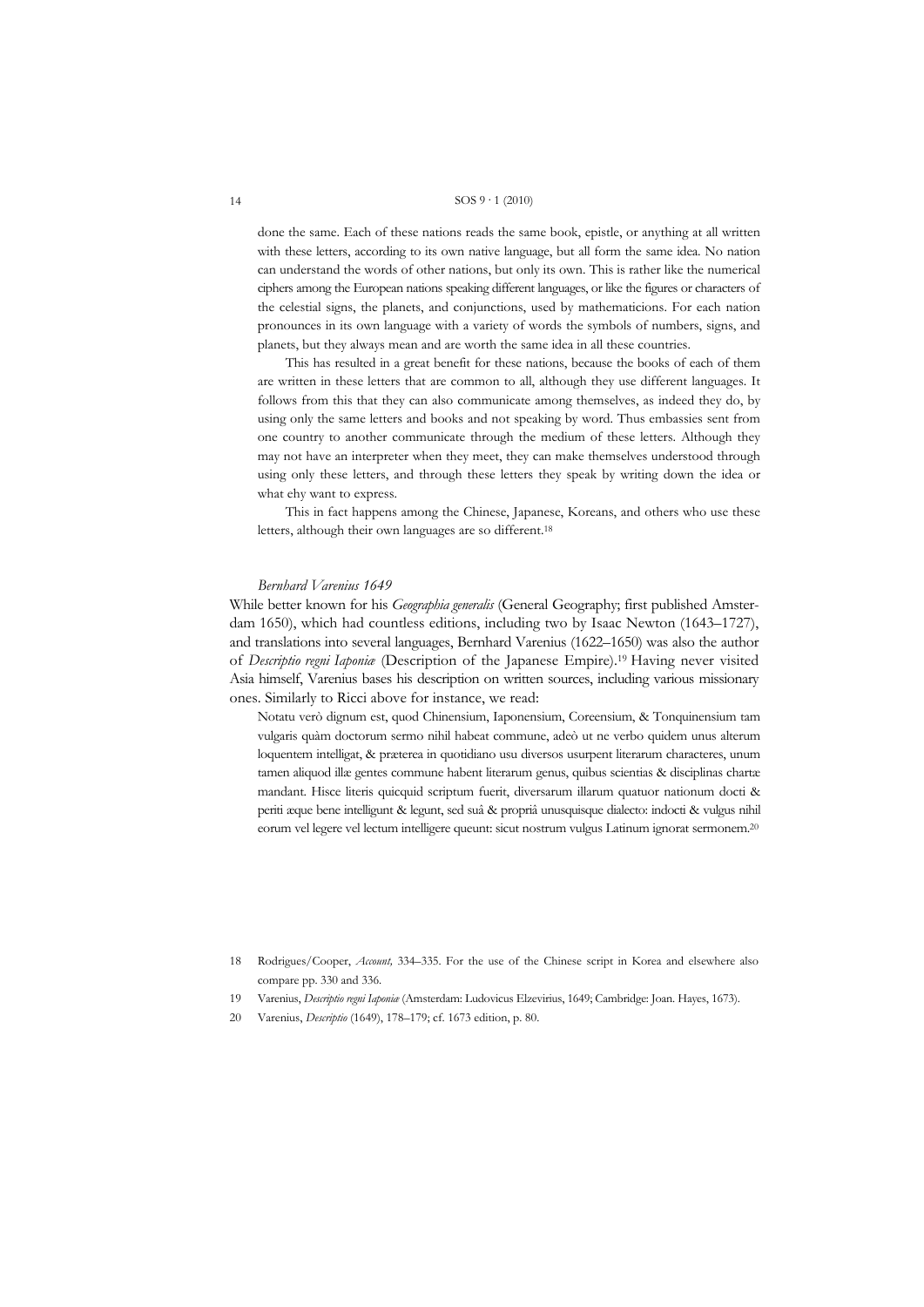done the same. Each of these nations reads the same book, epistle, or anything at all written with these letters, according to its own native language, but all form the same idea. No nation can understand the words of other nations, but only its own. This is rather like the numerical ciphers among the European nations speaking different languages, or like the figures or characters of the celestial signs, the planets, and conjunctions, used by mathematicions. For each nation pronounces in its own language with a variety of words the symbols of numbers, signs, and planets, but they always mean and are worth the same idea in all these countries.

This has resulted in a great benefit for these nations, because the books of each of them are written in these letters that are common to all, although they use different languages. It follows from this that they can also communicate among themselves, as indeed they do, by using only the same letters and books and not speaking by word. Thus embassies sent from one country to another communicate through the medium of these letters. Although they may not have an interpreter when they meet, they can make themselves understood through using only these letters, and through these letters they speak by writing down the idea or what ehy want to express.

This in fact happens among the Chinese, Japanese, Koreans, and others who use these letters, although their own languages are so different.[18]

### *Bernhard Varenius 1649*

While better known for his *Geographia generalis* (General Geography; first published Amsterdam 1650), which had countless editions, including two by Isaac Newton (1643–1727), and translations into several languages, Bernhard Varenius (1622–1650) was also the author of *Descriptio regni Iaponiæ* (Description of the Japanese Empire).[19] Having never visited Asia himself, Varenius bases his description on written sources, including various missionary ones. Similarly to Ricci above for instance, we read:

> Notatu verò dignum est, quod Chinensium, Iaponensium, Coreensium, & Tonquinensium tam vulgaris quàm doctorum sermo nihil habeat commune, adeò ut ne verbo quidem unus alterum loquentem intelligat, & præterea in quotidiano usu diversos usurpent literarum characteres, unum tamen aliquod illæ gentes commune habent literarum genus, quibus scientias & disciplinas chartæ mandant. Hisce literis quicquid scriptum fuerit, diversarum illarum quatuor nationum docti & periti æque bene intelligunt & legunt, sed suâ & propriâ unusquisque dialecto: indocti & vulgus nihil eorum vel legere vel lectum intelligere queunt: sicut nostrum vulgus Latinum ignorat sermonem.[20]

---

18 Rodrigues/Cooper, *Account,* 334–335. For the use of the Chinese script in Korea and elsewhere also compare pp. 330 and 336.

19 Varenius, *Descriptio regni Iaponiæ* (Amsterdam: Ludovicus Elzevirius, 1649; Cambridge: Joan. Hayes, 1673).

20 Varenius, *Descriptio* (1649), 178–179; cf. 1673 edition, p. 80.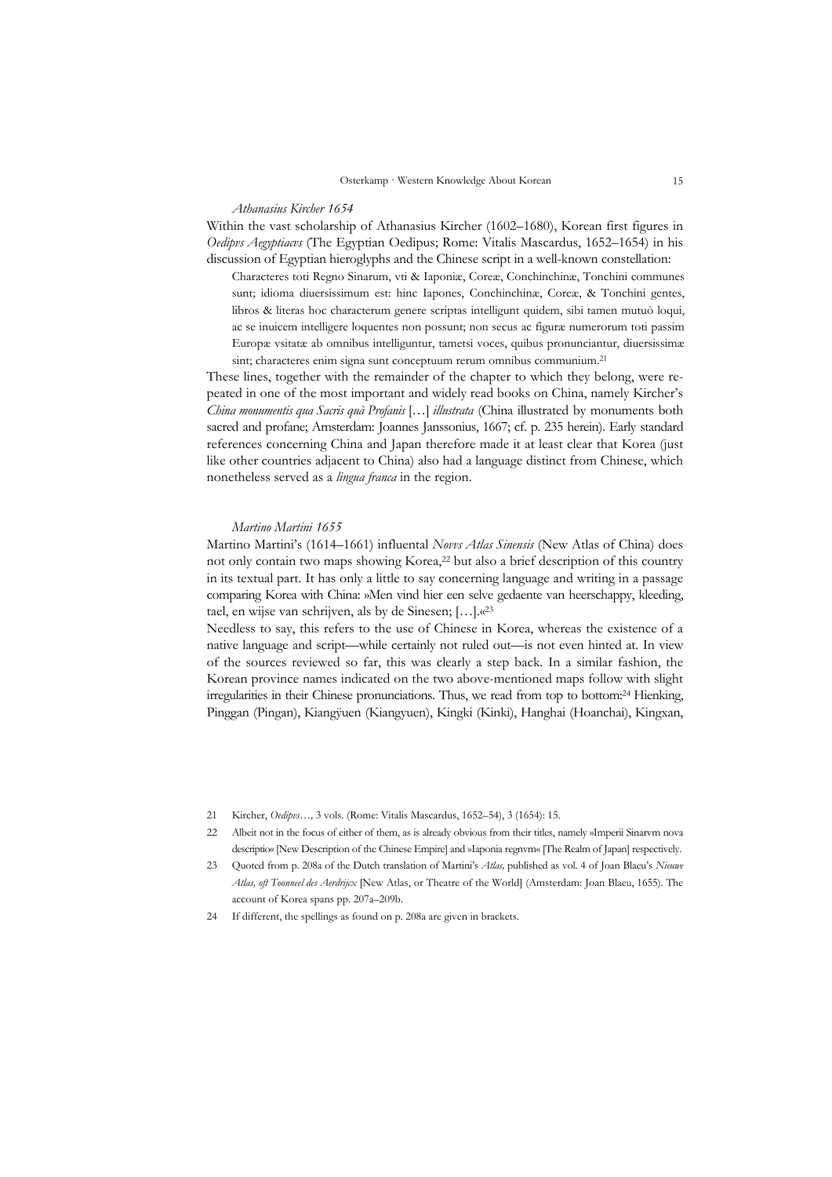*Athanasius Kircher 1654*

Within the vast scholarship of Athanasius Kircher (1602–1680), Korean first figures in *Oedipvs Aegyptiacvs* (The Egyptian Oedipus; Rome: Vitalis Mascardus, 1652–1654) in his discussion of Egyptian hieroglyphs and the Chinese script in a well-known constellation:

> Characteres toti Regno Sinarum, vti & Iaponiæ, Coreæ, Conchinchinæ, Tonchini communes sunt; idioma diuersissimum est: hinc Iapones, Conchinchinæ, Coreæ, & Tonchini gentes, libros & literas hoc characterum genere scriptas intelligunt quidem, sibi tamen mutuò loqui, ac se inuicem intelligere loquentes non possunt; non secus ac figuræ numerorum toti passim Europæ vsitatæ ab omnibus intelliguntur, tametsi voces, quibus pronunciantur, diuersissimæ sint; characteres enim signa sunt conceptuum rerum omnibus communium.[21]

These lines, together with the remainder of the chapter to which they belong, were repeated in one of the most important and widely read books on China, namely Kircher's *China monumentis qua Sacris quà Profanis* […] *illustrata* (China illustrated by monuments both sacred and profane; Amsterdam: Joannes Janssonius, 1667; cf. p. 235 herein). Early standard references concerning China and Japan therefore made it at least clear that Korea (just like other countries adjacent to China) also had a language distinct from Chinese, which nonetheless served as a *lingua franca* in the region.

*Martino Martini 1655*

Martino Martini's (1614–1661) influential *Novvs Atlas Sinensis* (New Atlas of China) does not only contain two maps showing Korea,[22] but also a brief description of this country in its textual part. It has only a little to say concerning language and writing in a passage comparing Korea with China: »Men vind hier een selve gedaente van heerschappy, kleeding, tael, en wijse van schrijven, als by de Sinesen; […].«[23]

Needless to say, this refers to the use of Chinese in Korea, whereas the existence of a native language and script—while certainly not ruled out—is not even hinted at. In view of the sources reviewed so far, this was clearly a step back. In a similar fashion, the Korean province names indicated on the two above-mentioned maps follow with slight irregularities in their Chinese pronunciations. Thus, we read from top to bottom:[24] Hienking, Pinggan (Pingan), Kiangÿuen (Kiangyuen), Kingki (Kinki), Hanghai (Hoanchai), Kingxan,

---

21 Kircher, *Oedipvs…,* 3 vols. (Rome: Vitalis Mascardus, 1652–54), 3 (1654): 15.

22 Albeit not in the focus of either of them, as is already obvious from their titles, namely »Imperii Sinarvm nova descriptio« [New Description of the Chinese Empire] and »Iaponia regnvm« [The Realm of Japan] respectively.

23 Quoted from p. 208a of the Dutch translation of Martini's *Atlas,* published as vol. 4 of Joan Blaeu's *Nieuwe Atlas, oft Toonneel des Aerdrijcx* [New Atlas, or Theatre of the World] (Amsterdam: Joan Blaeu, 1655). The account of Korea spans pp. 207a–209b.

24 If different, the spellings as found on p. 208a are given in brackets.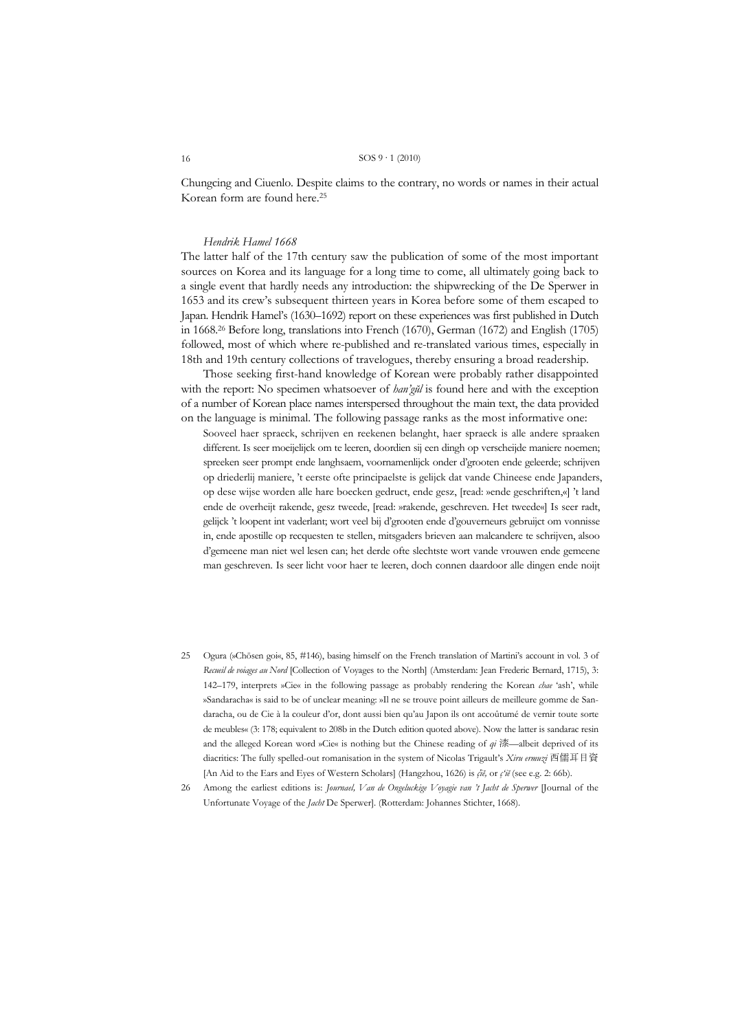Chungcing and Ciuenlo. Despite claims to the contrary, no words or names in their actual Korean form are found here.[25]

### *Hendrik Hamel 1668*

The latter half of the 17th century saw the publication of some of the most important sources on Korea and its language for a long time to come, all ultimately going back to a single event that hardly needs any introduction: the shipwrecking of the De Sperwer in 1653 and its crew's subsequent thirteen years in Korea before some of them escaped to Japan. Hendrik Hamel's (1630–1692) report on these experiences was first published in Dutch in 1668.[26] Before long, translations into French (1670), German (1672) and English (1705) followed, most of which where re-published and re-translated various times, especially in 18th and 19th century collections of travelogues, thereby ensuring a broad readership.

Those seeking first-hand knowledge of Korean were probably rather disappointed with the report: No specimen whatsoever of *han'gŭl* is found here and with the exception of a number of Korean place names interspersed throughout the main text, the data provided on the language is minimal. The following passage ranks as the most informative one:

> Sooveel haer spraeck, schrijven en reekenen belanght, haer spraeck is alle andere spraaken different. Is seer moeijelijck om te leeren, doordien sij een dingh op verscheijde maniere noemen; spreeken seer prompt ende langhsaem, voornamenlijck onder d'grooten ende geleerde; schrijven op driederlij maniere, 't eerste ofte principaelste is gelijck dat vande Chineese ende Japanders, op dese wijse worden alle hare boecken gedruct, ende gesz, [read: »ende geschriften,«] 't land ende de overheijt rakende, gesz tweede, [read: »rakende, geschreven. Het tweede«] Is seer radt, gelijck 't loopent int vaderlant; wort veel bij d'grooten ende d'gouverneurs gebruijct om vonnisse in, ende apostille op recquesten te stellen, mitsgaders brieven aan malcandere te schrijven, alsoo d'gemeene man niet wel lesen can; het derde ofte slechtste wort vande vrouwen ende gemeene man geschreven. Is seer licht voor haer te leeren, doch connen daardoor alle dingen ende noijt

---

25 Ogura (»Chōsen goi«, 85, #146), basing himself on the French translation of Martini's account in vol. 3 of *Recueil de voiages au Nord* [Collection of Voyages to the North] (Amsterdam: Jean Frederic Bernard, 1715), 3: 142–179, interprets »Cie« in the following passage as probably rendering the Korean *chae* 'ash', while »Sandaracha« is said to be of unclear meaning: »Il ne se trouve point ailleurs de meilleure gomme de Sandaracha, ou de Cie à la couleur d'or, dont aussi bien qu'au Japon ils ont accoûtumé de vernir toute sorte de meubles« (3: 178; equivalent to 208b in the Dutch edition quoted above). Now the latter is sandarac resin and the alleged Korean word »Cie« is nothing but the Chinese reading of *qi* 漆—albeit deprived of its diacritics: The fully spelled-out romanisation in the system of Nicolas Trigault's *Xiru ermuzi* 西儒耳目資 [An Aid to the Ears and Eyes of Western Scholars] (Hangzhou, 1626) is *ç̀iĕ*, or *ç'iĕ* (see e.g. 2: 66b).

26 Among the earliest editions is: *Journael, Van de Ongeluckige Voyagie van 't Jacht de Sperwer* [Journal of the Unfortunate Voyage of the *Jacht* De Sperwer]. (Rotterdam: Johannes Stichter, 1668).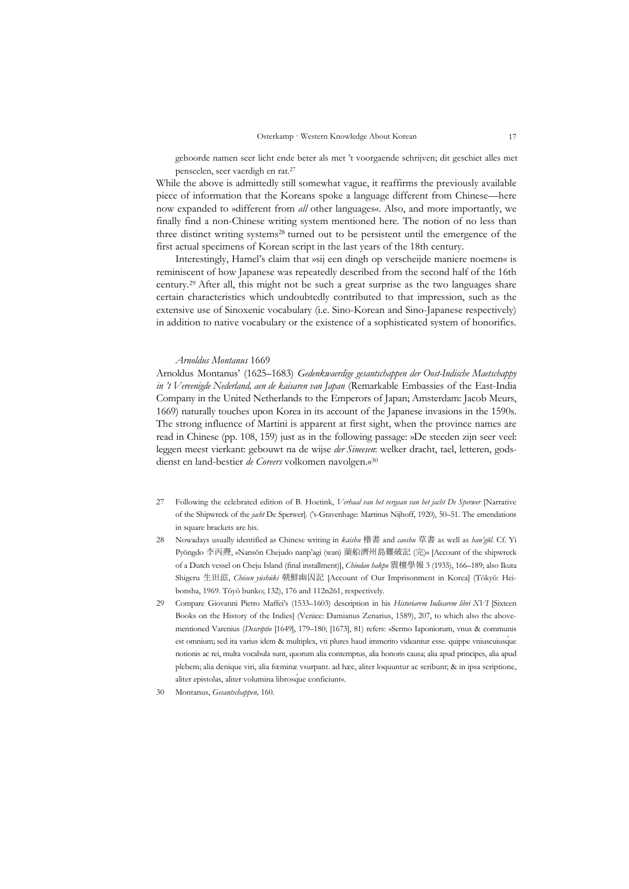gehoorde namen seer licht ende beter als met 't voorgaende schrijven; dit geschiet alles met penseelen, seer vaerdigh en rat.[27]

While the above is admittedly still somewhat vague, it reaffirms the previously available piece of information that the Koreans spoke a language different from Chinese—here now expanded to »different from *all* other languages«. Also, and more importantly, we finally find a non-Chinese writing system mentioned here. The notion of no less than three distinct writing systems[28] turned out to be persistent until the emergence of the first actual specimens of Korean script in the last years of the 18th century.

Interestingly, Hamel's claim that »sij een dingh op verscheijde maniere noemen« is reminiscent of how Japanese was repeatedly described from the second half of the 16th century.[29] After all, this might not be such a great surprise as the two languages share certain characteristics which undoubtedly contributed to that impression, such as the extensive use of Sinoxenic vocabulary (i.e. Sino-Korean and Sino-Japanese respectively) in addition to native vocabulary or the existence of a sophisticated system of honorifics.

### *Arnoldus Montanus* 1669

Arnoldus Montanus' (1625–1683) *Gedenkwaerdige gesantschappen der Oost-Indische Maetschappy in 't Vereenigde Nederland, aen de kaisaren van Japan* (Remarkable Embassies of the East-India Company in the United Netherlands to the Emperors of Japan; Amsterdam: Jacob Meurs, 1669) naturally touches upon Korea in its account of the Japanese invasions in the 1590s. The strong influence of Martini is apparent at first sight, when the province names are read in Chinese (pp. 108, 159) just as in the following passage: »De steeden zijn seer veel: leggen meest vierkant: gebouwt na de wijse *der Sineesen*: welker dracht, tael, letteren, gods-dienst en land-bestier *de Coreers* volkomen navolgen.«[30]

27 Following the celebrated edition of B. Hoetink, *Verhaal van het vergaan van het jacht De Sperwer* [Narrative of the Shipwreck of the *jacht* De Sperwer]. ('s-Gravenhage: Martinus Nijhoff, 1920), 50–51. The emendations in square brackets are his.

28 Nowadays usually identified as Chinese writing in *kaishu* 楷書 and *caoshu* 草書 as well as *han'gŭl*. Cf. Yi Pyŏngdo 李丙燾, »Nansŏn Chejudo nanp'agi (wan) 蘭船濟州島難破記 (完)« [Account of the shipwreck of a Dutch vessel on Cheju Island (final installment)], *Chindan hakpo* 震檀學報 3 (1935), 166–189; also Ikuta Shigeru 生田滋, *Chōsen yūshūki* 朝鮮幽囚記 [Account of Our Imprisonment in Korea] (Tōkyō: Heibonsha, 1969. Tōyō bunko; 132), 176 and 112n261, respectively.

29 Compare Giovanni Pietro Maffei's (1533–1603) description in his *Historiarvm Indicarvm libri XVI* [Sixteen Books on the History of the Indies] (Venice: Damianus Zenarius, 1589), 207, to which also the above-mentioned Varenius (*Descriptio* [1649], 179–180; [1673], 81) refers: »Sermo Iaponiorum, vnus & communis est omnium; sed ita varius idem & multiplex, vti plures haud immerito videantur esse. quippe vniuscuiusq́ue notionis ac rei, multa vocabula sunt, quorum alia contemptus, alia honoris causa; alia apud principes, alia apud plebem; alia denique viri, alia fœminæ vsurpant. ad hæc, aliter loquuntur ac scribunt; & in ipsa scriptione, aliter epistolas, aliter volumina librosq́ue conficiunt«.

30 Montanus, *Gesantschappen,* 160.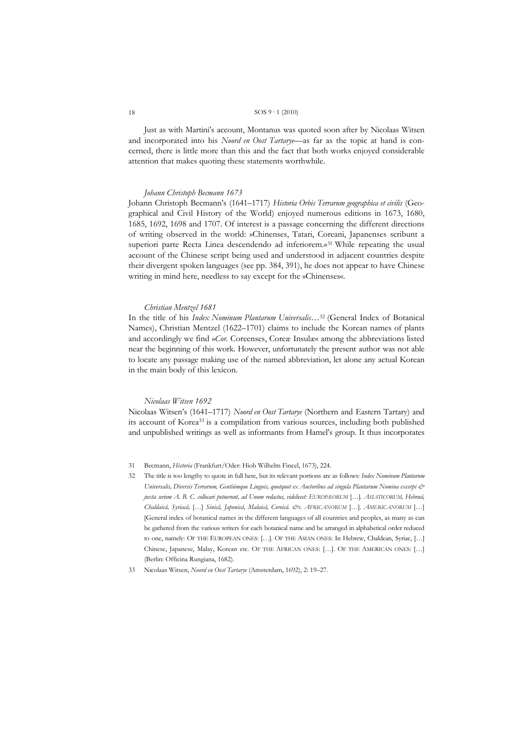Just as with Martini's account, Montanus was quoted soon after by Nicolaas Witsen and incorporated into his *Noord en Oost Tartarye*—as far as the topic at hand is concerned, there is little more than this and the fact that both works enjoyed considerable attention that makes quoting these statements worthwhile.

### *Johann Christoph Becmann 1673*

Johann Christoph Becmann's (1641–1717) *Historia Orbis Terrarum geographica et civilis* (Geographical and Civil History of the World) enjoyed numerous editions in 1673, 1680, 1685, 1692, 1698 and 1707. Of interest is a passage concerning the different directions of writing observed in the world: »Chinenses, Tatari, Coreani, Japanenses scribunt a superiori parte Recta Linea descendendo ad inferiorem.«[31] While repeating the usual account of the Chinese script being used and understood in adjacent countries despite their divergent spoken languages (see pp. 384, 391), he does not appear to have Chinese writing in mind here, needless to say except for the »Chinenses«.

### *Christian Mentzel 1681*

In the title of his *Index Nominum Plantarum Universalis*…[32] (General Index of Botanical Names), Christian Mentzel (1622–1701) claims to include the Korean names of plants and accordingly we find »*Cor.* Coreenses, Coreæ Insulæ« among the abbreviations listed near the beginning of this work. However, unfortunately the present author was not able to locate any passage making use of the named abbreviation, let alone any actual Korean in the main body of this lexicon.

### *Nicolaas Witsen 1692*

Nicolaas Witsen's (1641–1717) *Noord en Oost Tartarye* (Northern and Eastern Tartary) and its account of Korea[33] is a compilation from various sources, including both published and unpublished writings as well as informants from Hamel's group. It thus incorporates

---

31 Becmann, *Historia* (Frankfurt/Oder: Hiob Wilhelm Fincel, 1673), 224.

32 The title is too lengthy to quote in full here, but its relevant portions are as follows: *Index Nominum Plantarum Universalis, Diversis Terrarum, Gentiúmque Linguis, quotquot ex Auctoribus ad singula Plantarum Nomina excerpi & juxta seriem A. B. C. collocari potuerunt, ad Unum redactus, videlicet:* EUROPÆORUM […]. *ASIATICORUM, Hebræâ, Chaldaicâ, Syriacâ,* […] *Sinicâ, Japonicâ, Malaicâ, Coreicâ. &c. AFRICANORUM* […]. *AMERICANORUM* […] [General index of botanical names in the different languages of all countries and peoples, as many as can be gathered from the various writers for each botanical name and be arranged in alphabetical order reduced to one, namely: OF THE EUROPEAN ONES: […]. OF THE ASIAN ONES: In Hebrew, Chaldean, Syriac, […] Chinese, Japanese, Malay, Korean etc. OF THE AFRICAN ONES: […]. OF THE AMERICAN ONES: […] (Berlin: Officina Rungiana, 1682).

33 Nicolaas Witsen, *Noord en Oost Tartarye* (Amsterdam, 1692), 2: 19–27.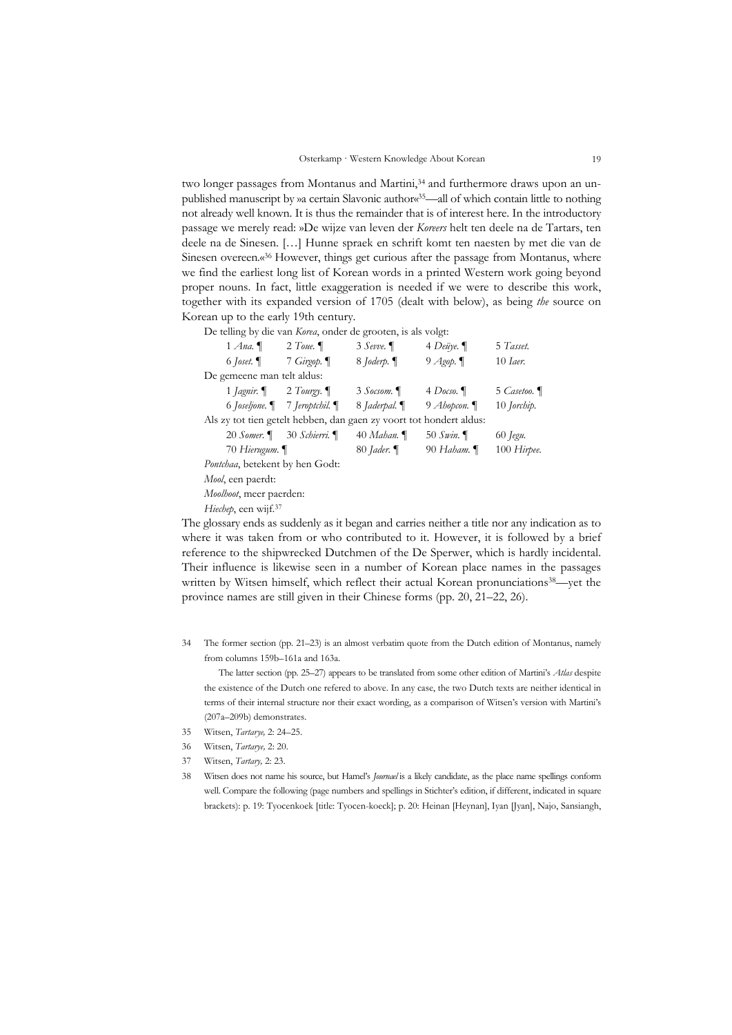two longer passages from Montanus and Martini,[34] and furthermore draws upon an unpublished manuscript by »a certain Slavonic author«[35]—all of which contain little to nothing not already well known. It is thus the remainder that is of interest here. In the introductory passage we merely read: »De wijze van leven der *Koreers* helt ten deele na de Tartars, ten deele na de Sinesen. […] Hunne spraek en schrift komt ten naesten by met die van de Sinesen overeen.«[36] However, things get curious after the passage from Montanus, where we find the earliest long list of Korean words in a printed Western work going beyond proper nouns. In fact, little exaggeration is needed if we were to describe this work, together with its expanded version of 1705 (dealt with below), as being *the* source on Korean up to the early 19th century.

De telling by die van *Korea*, onder de grooten, is als volgt:

| | | | | |
|---|---|---|---|---|
| 1 *Ana.* ¶ | 2 *Toue.* ¶ | 3 *Sevve.* ¶ | 4 *Deüye.* ¶ | 5 *Tasset.* |
| 6 *Joset.* ¶ | 7 *Girgop.* ¶ | 8 *Joderp.* ¶ | 9 *Agop.* ¶ | 10 *Iaer.* |

De gemeene man telt aldus:

| | | | | |
|---|---|---|---|---|
| 1 *Jagnir.* ¶ | 2 *Tourgy.* ¶ | 3 *Socsom.* ¶ | 4 *Docso.* ¶ | 5 *Casetoo.* ¶ |
| 6 *Joseljone.* ¶ | 7 *Jeroptchil.* ¶ | 8 *Jaderpal.* ¶ | 9 *Ahopcon.* ¶ | 10 *Jorchip.* |

Als zy tot tien getelt hebben, dan gaen zy voort tot hondert aldus:

| | | | | |
|---|---|---|---|---|
| 20 *Somer.* ¶ | 30 *Schierri.* ¶ | 40 *Mahan.* ¶ | 50 *Swin.* ¶ | 60 *Jegu.* |
| 70 *Hierugum.* ¶ | | 80 *Jader.* ¶ | 90 *Haham.* ¶ | 100 *Hirpee.* |

*Pontchaa*, betekent by hen Godt:

*Mool*, een paerdt:

*Moolhoot*, meer paerden:

*Hiechep*, een wijf.[37]

The glossary ends as suddenly as it began and carries neither a title nor any indication as to where it was taken from or who contributed to it. However, it is followed by a brief reference to the shipwrecked Dutchmen of the De Sperwer, which is hardly incidental. Their influence is likewise seen in a number of Korean place names in the passages written by Witsen himself, which reflect their actual Korean pronunciations[38]—yet the province names are still given in their Chinese forms (pp. 20, 21–22, 26).

---

34 The former section (pp. 21–23) is an almost verbatim quote from the Dutch edition of Montanus, namely from columns 159b–161a and 163a.

The latter section (pp. 25–27) appears to be translated from some other edition of Martini's *Atlas* despite the existence of the Dutch one refered to above. In any case, the two Dutch texts are neither identical in terms of their internal structure nor their exact wording, as a comparison of Witsen's version with Martini's (207a–209b) demonstrates.

35 Witsen, *Tartarye,* 2: 24–25.

36 Witsen, *Tartarye,* 2: 20.

37 Witsen, *Tartary,* 2: 23.

38 Witsen does not name his source, but Hamel's *Journael* is a likely candidate, as the place name spellings conform well. Compare the following (page numbers and spellings in Stichter's edition, if different, indicated in square brackets): p. 19: Tyocenkoek [title: Tyocen-koeck]; p. 20: Heinan [Heynan], Iyan [Jyan], Najo, Sansiangh,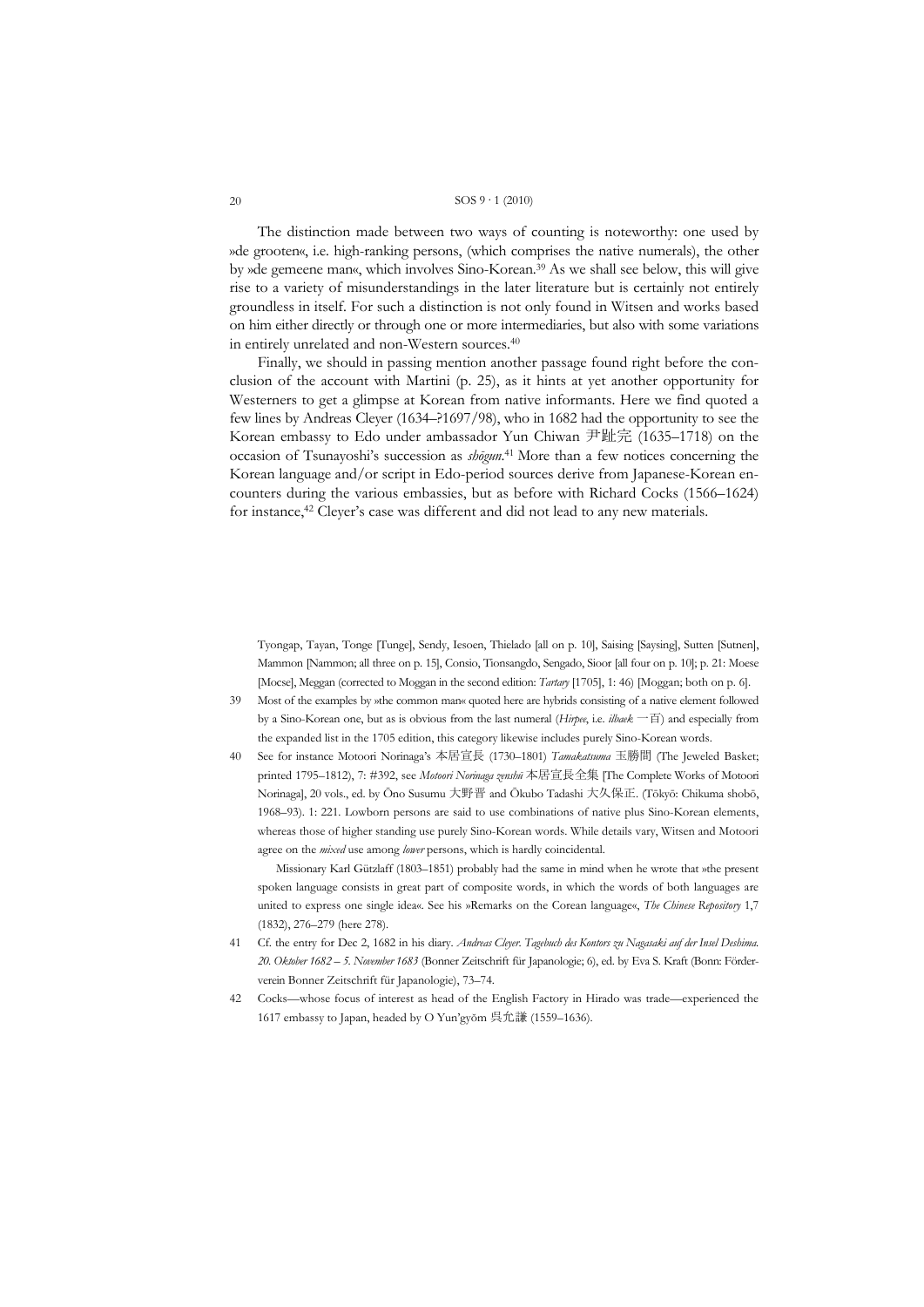The distinction made between two ways of counting is noteworthy: one used by »de grooten«, i.e. high-ranking persons, (which comprises the native numerals), the other by »de gemeene man«, which involves Sino-Korean.[39] As we shall see below, this will give rise to a variety of misunderstandings in the later literature but is certainly not entirely groundless in itself. For such a distinction is not only found in Witsen and works based on him either directly or through one or more intermediaries, but also with some variations in entirely unrelated and non-Western sources.[40]

Finally, we should in passing mention another passage found right before the conclusion of the account with Martini (p. 25), as it hints at yet another opportunity for Westerners to get a glimpse at Korean from native informants. Here we find quoted a few lines by Andreas Cleyer (1634–?1697/98), who in 1682 had the opportunity to see the Korean embassy to Edo under ambassador Yun Chiwan 尹趾完 (1635–1718) on the occasion of Tsunayoshi's succession as *shōgun*.[41] More than a few notices concerning the Korean language and/or script in Edo-period sources derive from Japanese-Korean encounters during the various embassies, but as before with Richard Cocks (1566–1624) for instance,[42] Cleyer's case was different and did not lead to any new materials.

---

Tyongap, Tayan, Tonge [Tunge], Sendy, Iesoen, Thielado [all on p. 10], Saising [Saysing], Sutten [Sutnen], Mammon [Nammon; all three on p. 15], Consio, Tionsangdo, Sengado, Sioor [all four on p. 10]; p. 21: Moese [Mocse], Meggan (corrected to Moggan in the second edition: *Tartary* [1705], 1: 46) [Moggan; both on p. 6].

39 Most of the examples by »the common man« quoted here are hybrids consisting of a native element followed by a Sino-Korean one, but as is obvious from the last numeral (*Hirpee*, i.e. *ilbaek* 一百) and especially from the expanded list in the 1705 edition, this category likewise includes purely Sino-Korean words.

40 See for instance Motoori Norinaga's 本居宣長 (1730–1801) *Tamakatsuma* 玉勝間 (The Jeweled Basket; printed 1795–1812), 7: #392, see *Motoori Norinaga zenshū* 本居宣長全集 [The Complete Works of Motoori Norinaga], 20 vols., ed. by Ōno Susumu 大野晋 and Ōkubo Tadashi 大久保正. (Tōkyō: Chikuma shobō, 1968–93). 1: 221. Lowborn persons are said to use combinations of native plus Sino-Korean elements, whereas those of higher standing use purely Sino-Korean words. While details vary, Witsen and Motoori agree on the *mixed* use among *lower* persons, which is hardly coincidental.

Missionary Karl Gützlaff (1803–1851) probably had the same in mind when he wrote that »the present spoken language consists in great part of composite words, in which the words of both languages are united to express one single idea«. See his »Remarks on the Corean language«, *The Chinese Repository* 1,7 (1832), 276–279 (here 278).

41 Cf. the entry for Dec 2, 1682 in his diary. *Andreas Cleyer. Tagebuch des Kontors zu Nagasaki auf der Insel Deshima. 20. Oktober 1682 – 5. November 1683* (Bonner Zeitschrift für Japanologie; 6), ed. by Eva S. Kraft (Bonn: Förderverein Bonner Zeitschrift für Japanologie), 73–74.

42 Cocks—whose focus of interest as head of the English Factory in Hirado was trade—experienced the 1617 embassy to Japan, headed by O Yun'gyŏm 呉允謙 (1559–1636).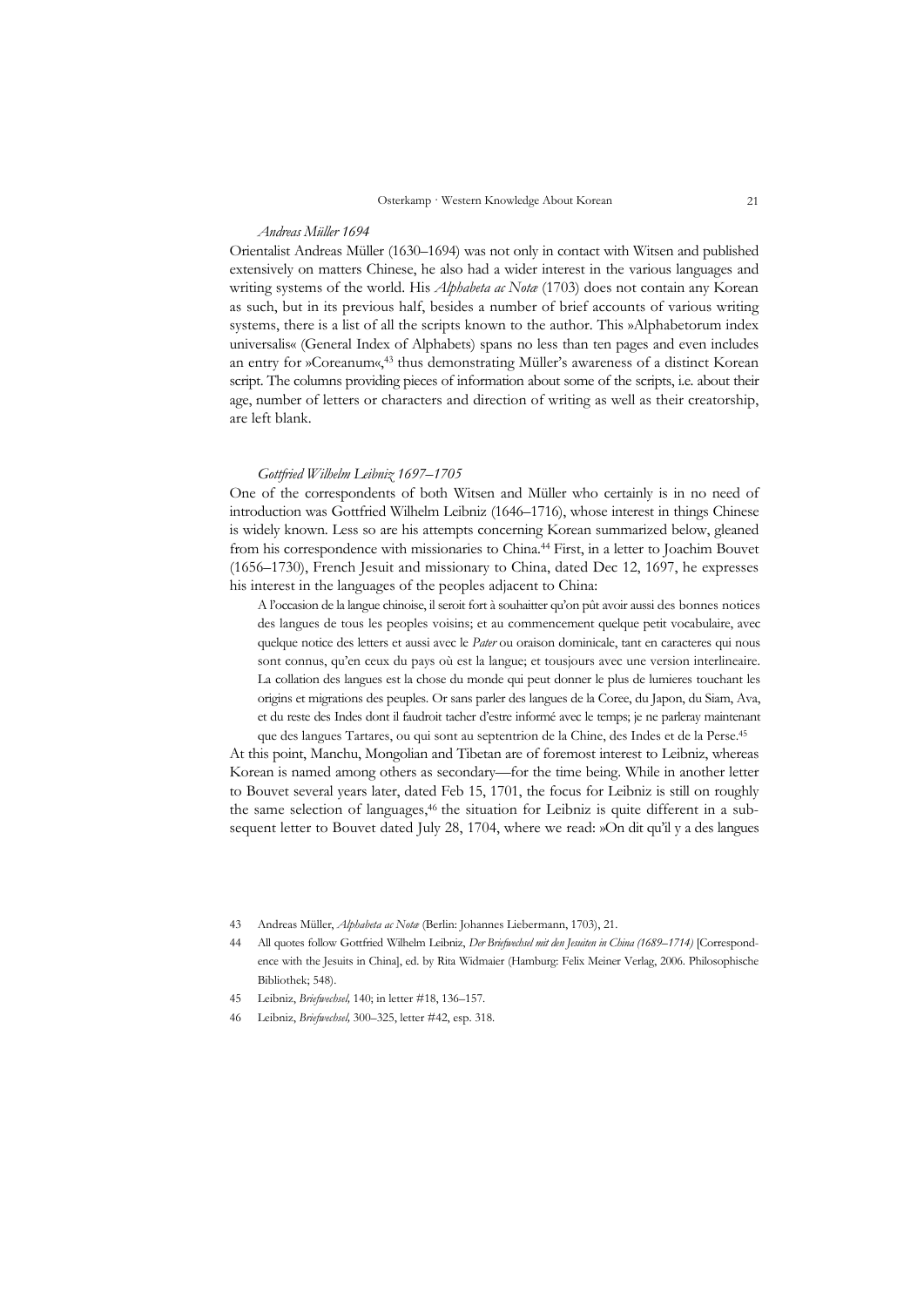*Andreas Müller 1694*

Orientalist Andreas Müller (1630–1694) was not only in contact with Witsen and published extensively on matters Chinese, he also had a wider interest in the various languages and writing systems of the world. His *Alphabeta ac Notæ* (1703) does not contain any Korean as such, but in its previous half, besides a number of brief accounts of various writing systems, there is a list of all the scripts known to the author. This »Alphabetorum index universalis« (General Index of Alphabets) spans no less than ten pages and even includes an entry for »Coreanum«,[43] thus demonstrating Müller's awareness of a distinct Korean script. The columns providing pieces of information about some of the scripts, i.e. about their age, number of letters or characters and direction of writing as well as their creatorship, are left blank.

*Gottfried Wilhelm Leibniz 1697–1705*

One of the correspondents of both Witsen and Müller who certainly is in no need of introduction was Gottfried Wilhelm Leibniz (1646–1716), whose interest in things Chinese is widely known. Less so are his attempts concerning Korean summarized below, gleaned from his correspondence with missionaries to China.[44] First, in a letter to Joachim Bouvet (1656–1730), French Jesuit and missionary to China, dated Dec 12, 1697, he expresses his interest in the languages of the peoples adjacent to China:

> A l'occasion de la langue chinoise, il seroit fort à souhaitter qu'on pût avoir aussi des bonnes notices des langues de tous les peoples voisins; et au commencement quelque petit vocabulaire, avec quelque notice des letters et aussi avec le *Pater* ou oraison dominicale, tant en caracteres qui nous sont connus, qu'en ceux du pays où est la langue; et tousjours avec une version interlineaire. La collation des langues est la chose du monde qui peut donner le plus de lumieres touchant les origins et migrations des peuples. Or sans parler des langues de la Coree, du Japon, du Siam, Ava, et du reste des Indes dont il faudroit tacher d'estre informé avec le temps; je ne parleray maintenant que des langues Tartares, ou qui sont au septentrion de la Chine, des Indes et de la Perse.[45]

At this point, Manchu, Mongolian and Tibetan are of foremost interest to Leibniz, whereas Korean is named among others as secondary—for the time being. While in another letter to Bouvet several years later, dated Feb 15, 1701, the focus for Leibniz is still on roughly the same selection of languages,[46] the situation for Leibniz is quite different in a subsequent letter to Bouvet dated July 28, 1704, where we read: »On dit qu'il y a des langues

---

43 Andreas Müller, *Alphabeta ac Notæ* (Berlin: Johannes Liebermann, 1703), 21.

44 All quotes follow Gottfried Wilhelm Leibniz, *Der Briefwechsel mit den Jesuiten in China (1689–1714)* [Correspondence with the Jesuits in China], ed. by Rita Widmaier (Hamburg: Felix Meiner Verlag, 2006. Philosophische Bibliothek; 548).

45 Leibniz, *Briefwechsel,* 140; in letter #18, 136–157.

46 Leibniz, *Briefwechsel,* 300–325, letter #42, esp. 318.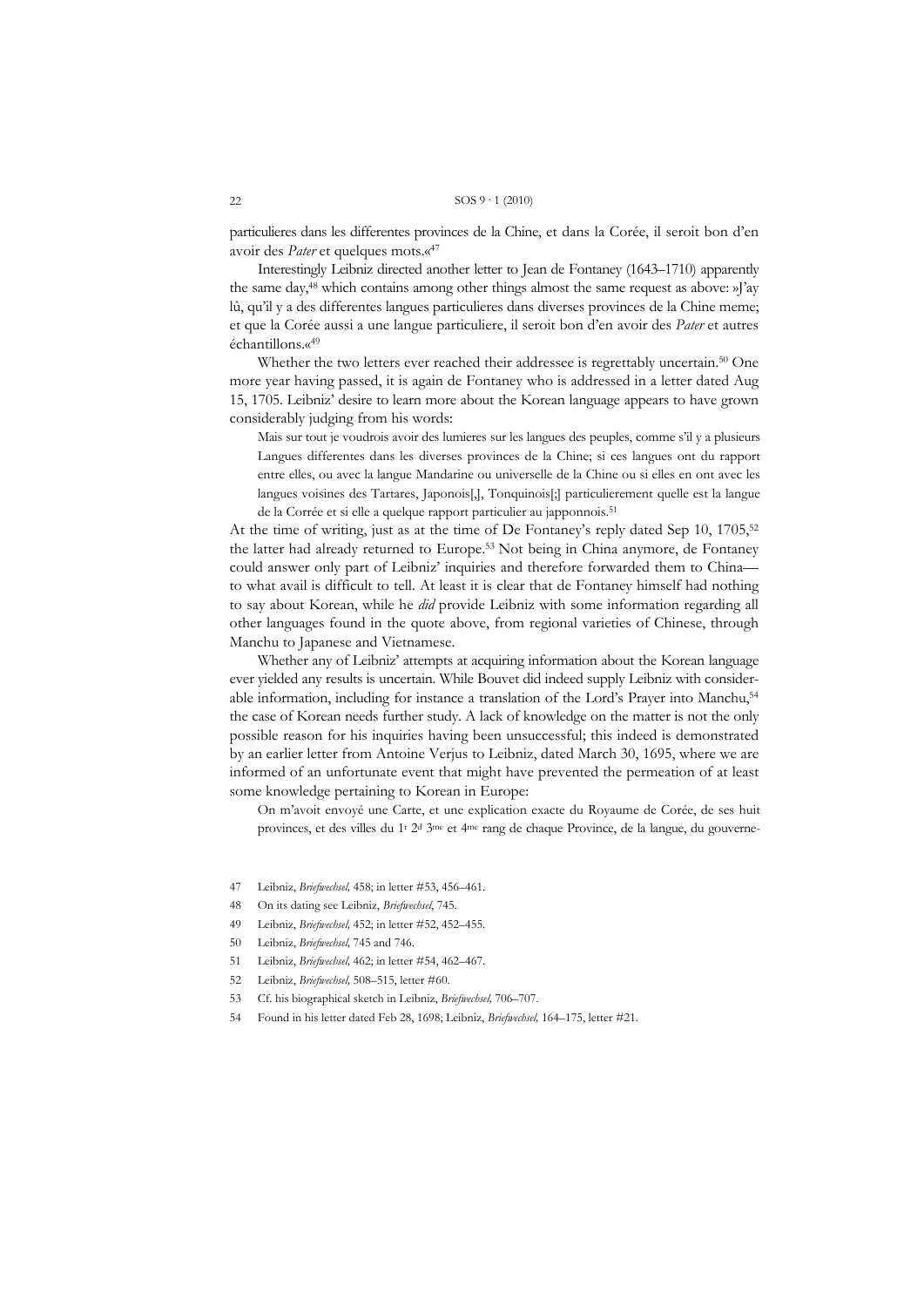particulieres dans les differentes provinces de la Chine, et dans la Corée, il seroit bon d'en avoir des *Pater* et quelques mots.«[47]

Interestingly Leibniz directed another letter to Jean de Fontaney (1643–1710) apparently the same day,[48] which contains among other things almost the same request as above: »J'ay lû, qu'il y a des differentes langues particulieres dans diverses provinces de la Chine meme; et que la Corée aussi a une langue particuliere, il seroit bon d'en avoir des *Pater* et autres échantillons.«[49]

Whether the two letters ever reached their addressee is regrettably uncertain.[50] One more year having passed, it is again de Fontaney who is addressed in a letter dated Aug 15, 1705. Leibniz' desire to learn more about the Korean language appears to have grown considerably judging from his words:

> Mais sur tout je voudrois avoir des lumieres sur les langues des peuples, comme s'il y a plusieurs Langues differentes dans les diverses provinces de la Chine; si ces langues ont du rapport entre elles, ou avec la langue Mandarine ou universelle de la Chine ou si elles en ont avec les langues voisines des Tartares, Japonois[,], Tonquinois[;] particulierement quelle est la langue de la Corrée et si elle a quelque rapport particulier au japponnois.[51]

At the time of writing, just as at the time of De Fontaney's reply dated Sep 10, 1705,[52] the latter had already returned to Europe.[53] Not being in China anymore, de Fontaney could answer only part of Leibniz' inquiries and therefore forwarded them to China—to what avail is difficult to tell. At least it is clear that de Fontaney himself had nothing to say about Korean, while he *did* provide Leibniz with some information regarding all other languages found in the quote above, from regional varieties of Chinese, through Manchu to Japanese and Vietnamese.

Whether any of Leibniz' attempts at acquiring information about the Korean language ever yielded any results is uncertain. While Bouvet did indeed supply Leibniz with considerable information, including for instance a translation of the Lord's Prayer into Manchu,[54] the case of Korean needs further study. A lack of knowledge on the matter is not the only possible reason for his inquiries having been unsuccessful; this indeed is demonstrated by an earlier letter from Antoine Verjus to Leibniz, dated March 30, 1695, where we are informed of an unfortunate event that might have prevented the permeation of at least some knowledge pertaining to Korean in Europe:

> On m'avoit envoyé une Carte, et une explication exacte du Royaume de Corée, de ses huit provinces, et des villes du 1r 2d 3me et 4me rang de chaque Province, de la langue, du gouverne-

---

47 Leibniz, *Briefwechsel,* 458; in letter #53, 456–461.

48 On its dating see Leibniz, *Briefwechsel*, 745.

49 Leibniz, *Briefwechsel,* 452; in letter #52, 452–455.

50 Leibniz, *Briefwechsel,* 745 and 746.

51 Leibniz, *Briefwechsel,* 462; in letter #54, 462–467.

52 Leibniz, *Briefwechsel,* 508–515, letter #60.

53 Cf. his biographical sketch in Leibniz, *Briefwechsel,* 706–707.

54 Found in his letter dated Feb 28, 1698; Leibniz, *Briefwechsel,* 164–175, letter #21.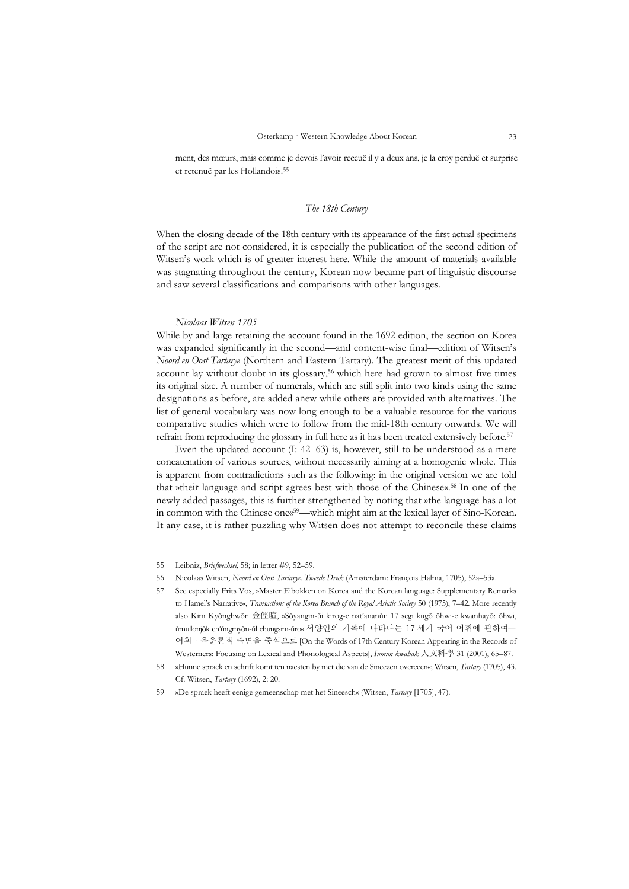ment, des mœurs, mais comme je devois l'avoir receuë il y a deux ans, je la croy perduë et surprise et retenuë par les Hollandois.[55]

## *The 18th Century*

When the closing decade of the 18th century with its appearance of the first actual specimens of the script are not considered, it is especially the publication of the second edition of Witsen's work which is of greater interest here. While the amount of materials available was stagnating throughout the century, Korean now became part of linguistic discourse and saw several classifications and comparisons with other languages.

### *Nicolaas Witsen 1705*

While by and large retaining the account found in the 1692 edition, the section on Korea was expanded significantly in the second—and content-wise final—edition of Witsen's *Noord en Oost Tartarye* (Northern and Eastern Tartary). The greatest merit of this updated account lay without doubt in its glossary,[56] which here had grown to almost five times its original size. A number of numerals, which are still split into two kinds using the same designations as before, are added anew while others are provided with alternatives. The list of general vocabulary was now long enough to be a valuable resource for the various comparative studies which were to follow from the mid-18th century onwards. We will refrain from reproducing the glossary in full here as it has been treated extensively before.[57]

Even the updated account (I: 42–63) is, however, still to be understood as a mere concatenation of various sources, without necessarily aiming at a homogenic whole. This is apparent from contradictions such as the following: in the original version we are told that »their language and script agrees best with those of the Chinese«.[58] In one of the newly added passages, this is further strengthened by noting that »the language has a lot in common with the Chinese one«[59]—which might aim at the lexical layer of Sino-Korean. It any case, it is rather puzzling why Witsen does not attempt to reconcile these claims

---

55 Leibniz, *Briefwechsel,* 58; in letter #9, 52–59.

56 Nicolaas Witsen, *Noord en Oost Tartarye. Tweede Druk* (Amsterdam: François Halma, 1705), 52a–53a.

57 See especially Frits Vos, »Master Eibokken on Korea and the Korean language: Supplementary Remarks to Hamel's Narrative«, *Transactions of the Korea Branch of the Royal Asiatic Society* 50 (1975), 7–42. More recently also Kim Kyŏnghwŏn 金俓暄, »Sŏyangin-ŭi kirog-e nat'ananŭn 17 segi kugŏ ŏhwi-e kwanhayŏ: ŏhwi, ŭmullonjŏk ch'ŭngmyŏn-ŭl chungsim-ŭro« 서양인의 기록에 나타나는 17 세기 국어 어휘에 관하여—어휘 · 음운론적 측면을 중심으로 [On the Words of 17th Century Korean Appearing in the Records of Westerners: Focusing on Lexical and Phonological Aspects], *Inmun kwahak* 人文科學 31 (2001), 65–87.

58 »Hunne spraek en schrift komt ten naesten by met die van de Sineezen overeeen«; Witsen, *Tartary* (1705), 43. Cf. Witsen, *Tartary* (1692), 2: 20.

59 »De spraek heeft eenige gemeenschap met het Sineesch« (Witsen, *Tartary* [1705], 47).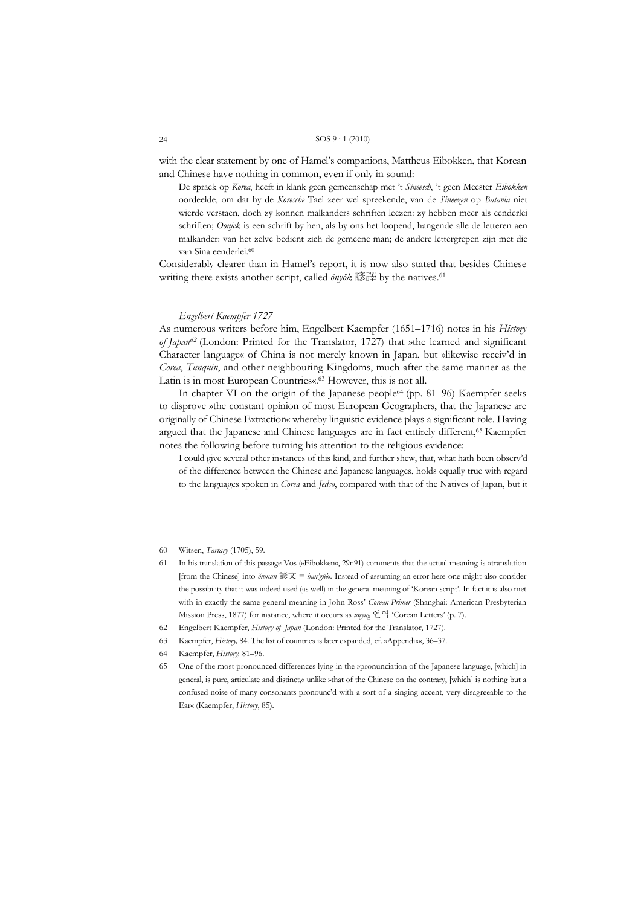with the clear statement by one of Hamel's companions, Mattheus Eibokken, that Korean and Chinese have nothing in common, even if only in sound:

> De spraek op *Korea*, heeft in klank geen gemeenschap met 't *Sineesch*, 't geen Meester *Eibokken* oordeelde, om dat hy de *Koresche* Tael zeer wel spreekende, van de *Sineezen* op *Batavia* niet wierde verstaen, doch zy konnen malkanders schriften leezen: zy hebben meer als eenderlei schriften; *Oonjek* is een schrift by hen, als by ons het loopend, hangende alle de letteren aen malkander: van het zelve bedient zich de gemeene man; de andere lettergrepen zijn met die van Sina eenderlei.[60]

Considerably clearer than in Hamel's report, it is now also stated that besides Chinese writing there exists another script, called *ŏnyŏk* 諺譯 by the natives.[61]

### *Engelbert Kaempfer 1727*

As numerous writers before him, Engelbert Kaempfer (1651–1716) notes in his *History of Japan*[62] (London: Printed for the Translator, 1727) that »the learned and significant Character language« of China is not merely known in Japan, but »likewise receiv'd in *Corea*, *Tunquin*, and other neighbouring Kingdoms, much after the same manner as the Latin is in most European Countries«.[63] However, this is not all.

In chapter VI on the origin of the Japanese people[64] (pp. 81–96) Kaempfer seeks to disprove »the constant opinion of most European Geographers, that the Japanese are originally of Chinese Extraction« whereby linguistic evidence plays a significant role. Having argued that the Japanese and Chinese languages are in fact entirely different,[65] Kaempfer notes the following before turning his attention to the religious evidence:

> I could give several other instances of this kind, and further shew, that, what hath been observ'd of the difference between the Chinese and Japanese languages, holds equally true with regard to the languages spoken in *Corea* and *Jedso*, compared with that of the Natives of Japan, but it

---

60 Witsen, *Tartary* (1705), 59.

61 In his translation of this passage Vos (»Eibokken«, 29n91) comments that the actual meaning is »translation [from the Chinese] into *ŏnmun* 諺文 = *han'gŭl*«. Instead of assuming an error here one might also consider the possibility that it was indeed used (as well) in the general meaning of 'Korean script'. In fact it is also met with in exactly the same general meaning in John Ross' *Corean Primer* (Shanghai: American Presbyterian Mission Press, 1877) for instance, where it occurs as *unyug* 언역 'Corean Letters' (p. 7).

62 Engelbert Kaempfer, *History of Japan* (London: Printed for the Translator, 1727).

63 Kaempfer, *History,* 84. The list of countries is later expanded, cf. »Appendix«, 36–37.

64 Kaempfer, *History,* 81–96.

65 One of the most pronounced differences lying in the »pronunciation of the Japanese language, [which] in general, is pure, articulate and distinct,« unlike »that of the Chinese on the contrary, [which] is nothing but a confused noise of many consonants pronounc'd with a sort of a singing accent, very disagreeable to the Ear« (Kaempfer, *History*, 85).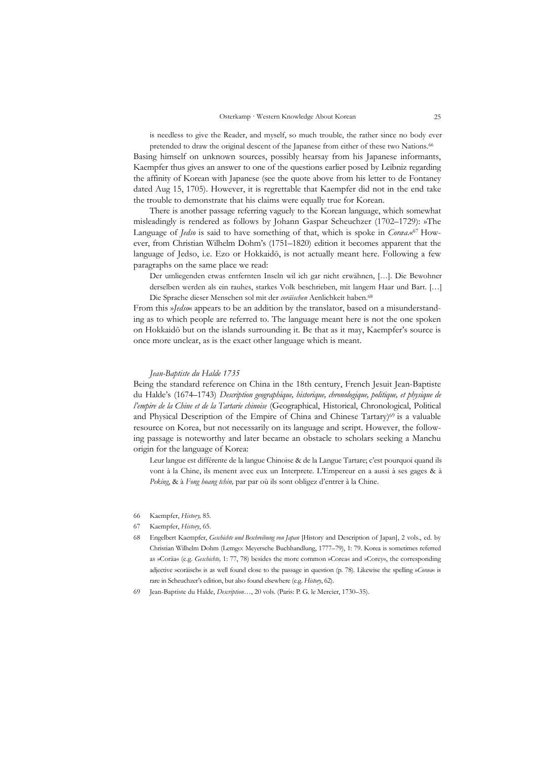> is needless to give the Reader, and myself, so much trouble, the rather since no body ever pretended to draw the original descent of the Japanese from either of these two Nations.[66]

Basing himself on unknown sources, possibly hearsay from his Japanese informants, Kaempfer thus gives an answer to one of the questions earlier posed by Leibniz regarding the affinity of Korean with Japanese (see the quote above from his letter to de Fontaney dated Aug 15, 1705). However, it is regrettable that Kaempfer did not in the end take the trouble to demonstrate that his claims were equally true for Korean.

There is another passage referring vaguely to the Korean language, which somewhat misleadingly is rendered as follows by Johann Gaspar Scheuchzer (1702–1729): »The Language of *Jedso* is said to have something of that, which is spoke in *Coræa*.«[67] However, from Christian Wilhelm Dohm's (1751–1820) edition it becomes apparent that the language of Jedso, i.e. Ezo or Hokkaidō, is not actually meant here. Following a few paragraphs on the same place we read:

> Der umliegenden etwas entfernten Inseln wil ich gar nicht erwähnen, […]. Die Bewohner derselben werden als ein rauhes, starkes Volk beschrieben, mit langem Haar und Bart. […] Die Sprache dieser Menschen sol mit der *coräischen* Aenlichkeit haben.[68]

From this »*Jedso*« appears to be an addition by the translator, based on a misunderstanding as to which people are referred to. The language meant here is not the one spoken on Hokkaidō but on the islands surrounding it. Be that as it may, Kaempfer's source is once more unclear, as is the exact other language which is meant.

### *Jean-Baptiste du Halde 1735*

Being the standard reference on China in the 18th century, French Jesuit Jean-Baptiste du Halde's (1674–1743) *Description geographique, historique, chronologique, politique, et physique de l'empire de la Chine et de la Tartarie chinoise* (Geographical, Historical, Chronological, Political and Physical Description of the Empire of China and Chinese Tartary)[69] is a valuable resource on Korea, but not necessarily on its language and script. However, the following passage is noteworthy and later became an obstacle to scholars seeking a Manchu origin for the language of Korea:

> Leur langue est différente de la langue Chinoise & de la Langue Tartare; c'est pourquoi quand ils vont à la Chine, ils menent avec eux un Interprete. L'Empereur en a aussi à ses gages & à *Peking*, & à *Fong hoang tchin,* par par où ils sont obligez d'entrer à la Chine.

---

66 Kaempfer, *History,* 85.

67 Kaempfer, *History*, 65.

68 Engelbert Kaempfer, *Geschichte und Beschreibung von Japan* [History and Description of Japan], 2 vols., ed. by Christian Wilhelm Dohm (Lemgo: Meyersche Buchhandlung, 1777–79), 1: 79. Korea is sometimes referred as »Coräa« (e.g. *Geschichte,* 1: 77, 78) besides the more common »Corea« and »Corey«, the corresponding adjective »coräisch« is as well found close to the passage in question (p. 78). Likewise the spelling »*Coræa*« is rare in Scheuchzer's edition, but also found elsewhere (e.g. *History*, 62).

69 Jean-Baptiste du Halde, *Description*…, 20 vols. (Paris: P. G. le Mercier, 1730–35).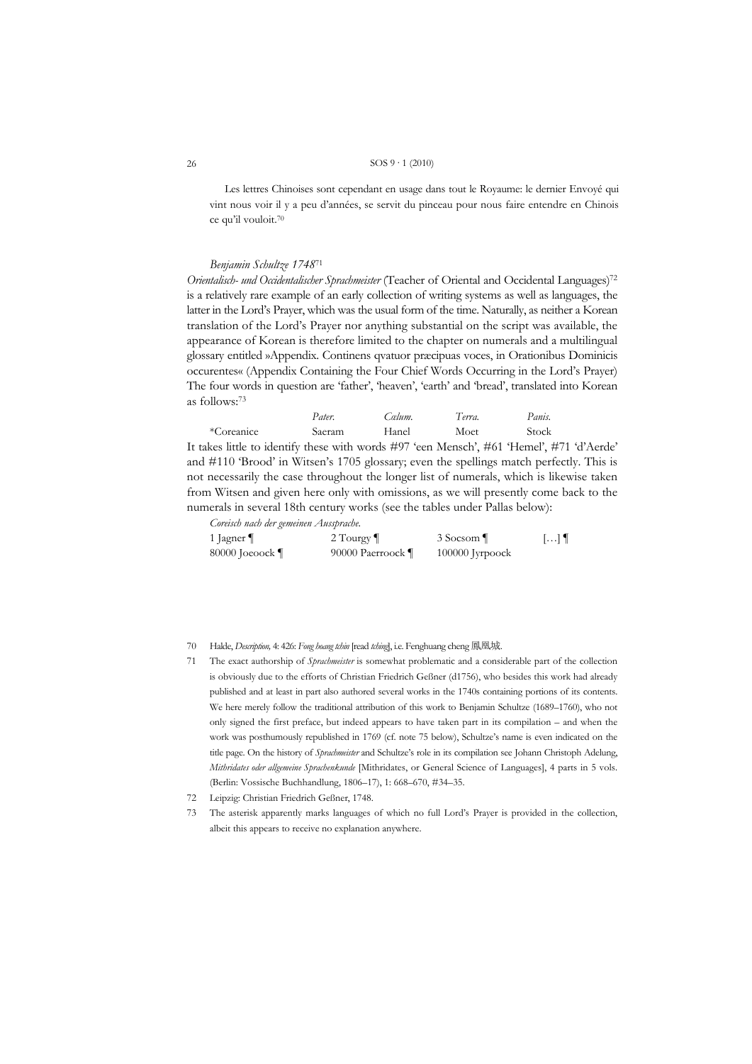Les lettres Chinoises sont cependant en usage dans tout le Royaume: le dernier Envoyé qui vint nous voir il y a peu d'années, se servit du pinceau pour nous faire entendre en Chinois ce qu'il vouloit.[70]

### *Benjamin Schultze 1748*[71]

*Orientalisch- und Occidentalischer Sprachmeister* (Teacher of Oriental and Occidental Languages)[72] is a relatively rare example of an early collection of writing systems as well as languages, the latter in the Lord's Prayer, which was the usual form of the time. Naturally, as neither a Korean translation of the Lord's Prayer nor anything substantial on the script was available, the appearance of Korean is therefore limited to the chapter on numerals and a multilingual glossary entitled »Appendix. Continens qvatuor præcipuas voces, in Orationibus Dominicis occurentes« (Appendix Containing the Four Chief Words Occurring in the Lord's Prayer) The four words in question are 'father', 'heaven', 'earth' and 'bread', translated into Korean as follows:[73]

| | *Pater.* | *Cœlum.* | *Terra.* | *Panis.* |
|---|---|---|---|---|
| *Coreanice | Saeram | Hanel | Moet | Stock |

It takes little to identify these with words #97 'een Mensch', #61 'Hemel', #71 'd'Aerde' and #110 'Brood' in Witsen's 1705 glossary; even the spellings match perfectly. This is not necessarily the case throughout the longer list of numerals, which is likewise taken from Witsen and given here only with omissions, as we will presently come back to the numerals in several 18th century works (see the tables under Pallas below):

*Coreisch nach der gemeinen Aussprache.*

| | | | |
|---|---|---|---|
| 1 Jagner ¶ | 2 Tourgy ¶ | 3 Socsom ¶ | […] ¶ |
| 80000 Joeoock ¶ | 90000 Paerroock ¶ | 100000 Jyrpoock | |

---

70 Halde, *Description,* 4: 426: *Fong hoang tchin* [read *tching*], i.e. Fenghuang cheng 鳳凰城.

71 The exact authorship of *Sprachmeister* is somewhat problematic and a considerable part of the collection is obviously due to the efforts of Christian Friedrich Geßner (d1756), who besides this work had already published and at least in part also authored several works in the 1740s containing portions of its contents. We here merely follow the traditional attribution of this work to Benjamin Schultze (1689–1760), who not only signed the first preface, but indeed appears to have taken part in its compilation – and when the work was posthumously republished in 1769 (cf. note 75 below), Schultze's name is even indicated on the title page. On the history of *Sprachmeister* and Schultze's role in its compilation see Johann Christoph Adelung, *Mithridates oder allgemeine Sprachenkunde* [Mithridates, or General Science of Languages], 4 parts in 5 vols. (Berlin: Vossische Buchhandlung, 1806–17), 1: 668–670, #34–35.

72 Leipzig: Christian Friedrich Geßner, 1748.

73 The asterisk apparently marks languages of which no full Lord's Prayer is provided in the collection, albeit this appears to receive no explanation anywhere.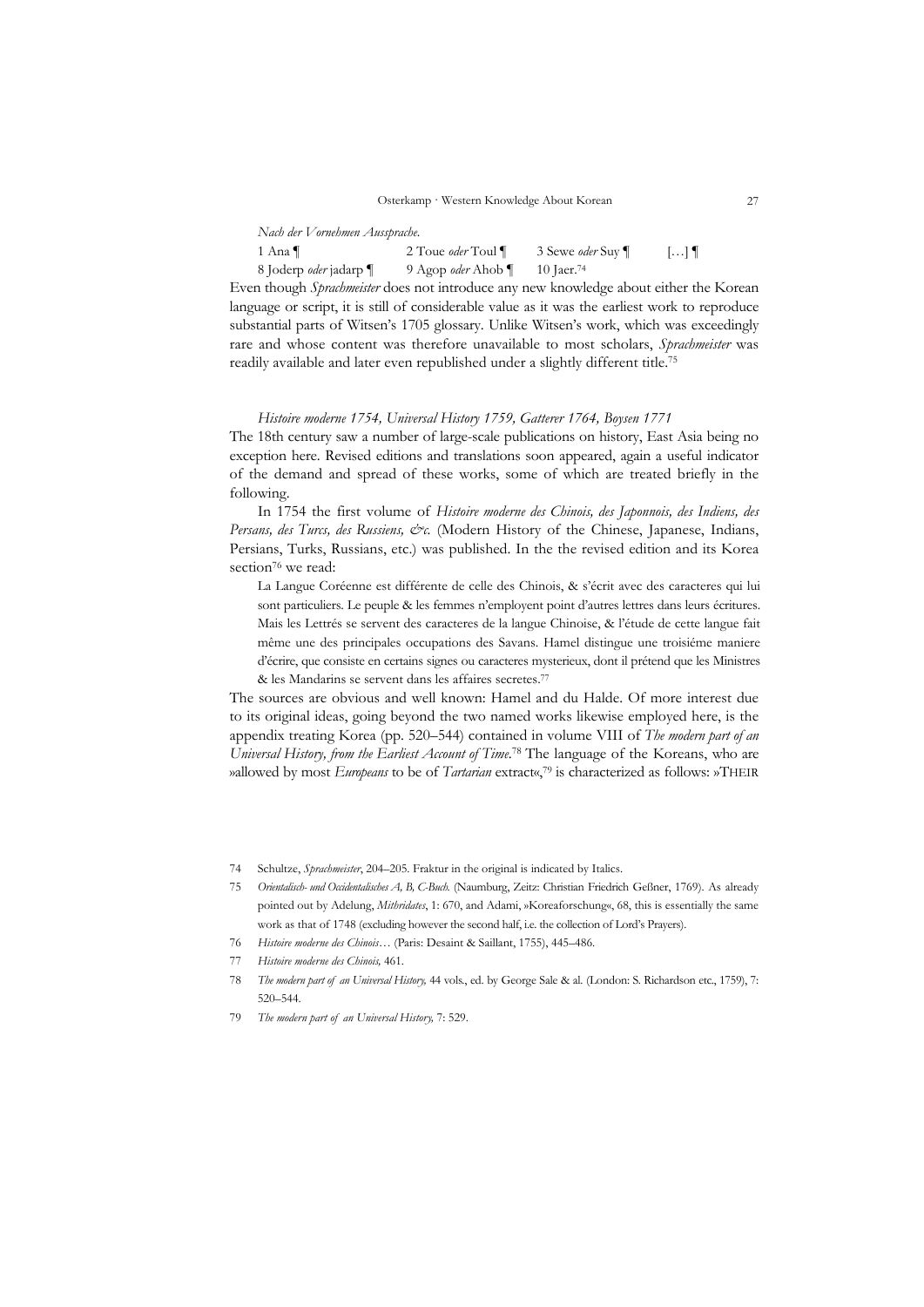*Nach der Vornehmen Aussprache.*

1 Ana ¶ 2 Toue *oder* Toul ¶ 3 Sewe *oder* Suy ¶ […] ¶
8 Joderp *oder* jadarp ¶ 9 Agop *oder* Ahob ¶ 10 Jaer.[74]

Even though *Sprachmeister* does not introduce any new knowledge about either the Korean language or script, it is still of considerable value as it was the earliest work to reproduce substantial parts of Witsen's 1705 glossary. Unlike Witsen's work, which was exceedingly rare and whose content was therefore unavailable to most scholars, *Sprachmeister* was readily available and later even republished under a slightly different title.[75]

### *Histoire moderne 1754, Universal History 1759, Gatterer 1764, Boysen 1771*

The 18th century saw a number of large-scale publications on history, East Asia being no exception here. Revised editions and translations soon appeared, again a useful indicator of the demand and spread of these works, some of which are treated briefly in the following.

In 1754 the first volume of *Histoire moderne des Chinois, des Japonnois, des Indiens, des Persans, des Turcs, des Russiens, &c.* (Modern History of the Chinese, Japanese, Indians, Persians, Turks, Russians, etc.) was published. In the the revised edition and its Korea section[76] we read:

> La Langue Coréenne est différente de celle des Chinois, & s'écrit avec des caracteres qui lui sont particuliers. Le peuple & les femmes n'employent point d'autres lettres dans leurs écritures. Mais les Lettrés se servent des caracteres de la langue Chinoise, & l'étude de cette langue fait même une des principales occupations des Savans. Hamel distingue une troisiéme maniere d'écrire, que consiste en certains signes ou caracteres mysterieux, dont il prétend que les Ministres & les Mandarins se servent dans les affaires secretes.[77]

The sources are obvious and well known: Hamel and du Halde. Of more interest due to its original ideas, going beyond the two named works likewise employed here, is the appendix treating Korea (pp. 520–544) contained in volume VIII of *The modern part of an Universal History, from the Earliest Account of Time.*[78] The language of the Koreans, who are »allowed by most *Europeans* to be of *Tartarian* extract«,[79] is characterized as follows: »THEIR

---

74 Schultze, *Sprachmeister*, 204–205. Fraktur in the original is indicated by Italics.

75 *Orientalisch- und Occidentalisches A, B, C-Buch.* (Naumburg, Zeitz: Christian Friedrich Geßner, 1769). As already pointed out by Adelung, *Mithridates*, 1: 670, and Adami, »Koreaforschung«, 68, this is essentially the same work as that of 1748 (excluding however the second half, i.e. the collection of Lord's Prayers).

76 *Histoire moderne des Chinois…* (Paris: Desaint & Saillant, 1755), 445–486.

77 *Histoire moderne des Chinois,* 461.

78 *The modern part of an Universal History,* 44 vols., ed. by George Sale & al. (London: S. Richardson etc., 1759), 7: 520–544.

79 *The modern part of an Universal History,* 7: 529.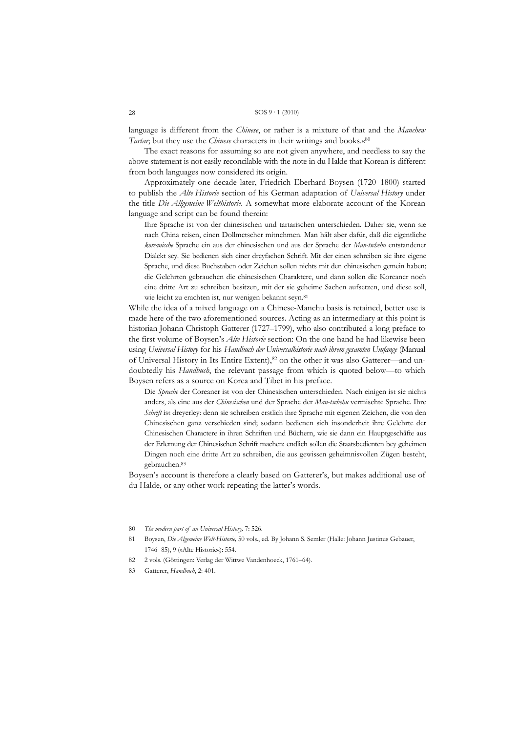language is different from the *Chinese*, or rather is a mixture of that and the *Manchew Tartar*; but they use the *Chinese* characters in their writings and books.«[80]

The exact reasons for assuming so are not given anywhere, and needless to say the above statement is not easily reconcilable with the note in du Halde that Korean is different from both languages now considered its origin.

Approximately one decade later, Friedrich Eberhard Boysen (1720–1800) started to publish the *Alte Historie* section of his German adaptation of *Universal History* under the title *Die Allgemeine Welthistorie*. A somewhat more elaborate account of the Korean language and script can be found therein:

> Ihre Sprache ist von der chinesischen und tartarischen unterschieden. Daher sie, wenn sie nach China reisen, einen Dollmetscher mitnehmen. Man hält aber dafür, daß die eigentliche *koreanische* Sprache ein aus der chinesischen und aus der Sprache der *Man-tschehu* entstandener Dialekt sey. Sie bedienen sich einer dreyfachen Schrift. Mit der einen schreiben sie ihre eigene Sprache, und diese Buchstaben oder Zeichen sollen nichts mit den chinesischen gemein haben; die Gelehrten gebrauchen die chinesischen Charaktere, und dann sollen die Koreaner noch eine dritte Art zu schreiben besitzen, mit der sie geheime Sachen aufsetzen, und diese soll, wie leicht zu erachten ist, nur wenigen bekannt seyn.[81]

While the idea of a mixed language on a Chinese-Manchu basis is retained, better use is made here of the two aforementioned sources. Acting as an intermediary at this point is historian Johann Christoph Gatterer (1727–1799), who also contributed a long preface to the first volume of Boysen's *Alte Historie* section: On the one hand he had likewise been using *Universal History* for his *Handbuch der Universalhistorie nach ihrem gesamten Umfange* (Manual of Universal History in Its Entire Extent),[82] on the other it was also Gatterer—and undoubtedly his *Handbuch*, the relevant passage from which is quoted below—to which Boysen refers as a source on Korea and Tibet in his preface.

> Die *Sprache* der Coreaner ist von der Chinesischen unterschieden. Nach einigen ist sie nichts anders, als eine aus der *Chinesischen* und der Sprache der *Man-tschehu* vermischte Sprache. Ihre *Schrift* ist dreyerley: denn sie schreiben erstlich ihre Sprache mit eigenen Zeichen, die von den Chinesischen ganz verschieden sind; sodann bedienen sich insonderheit ihre Gelehrte der Chinesischen Charactere in ihren Schriften und Büchern, wie sie dann ein Hauptgeschäfte aus der Erlernung der Chinesischen Schrift machen: endlich sollen die Staatsbedienten bey geheimen Dingen noch eine dritte Art zu schreiben, die aus gewissen geheimnisvollen Zügen besteht, gebrauchen.[83]

Boysen's account is therefore a clearly based on Gatterer's, but makes additional use of du Halde, or any other work repeating the latter's words.

---

80 *The modern part of an Universal History,* 7: 526.

81 Boysen, *Die Algemeine Welt-Historie,* 50 vols., ed. By Johann S. Semler (Halle: Johann Justinus Gebauer, 1746–85), 9 (»Alte Historie«): 554.

82 2 vols. (Göttingen: Verlag der Wittwe Vandenhoeck, 1761–64).

83 Gatterer, *Handbuch*, 2: 401.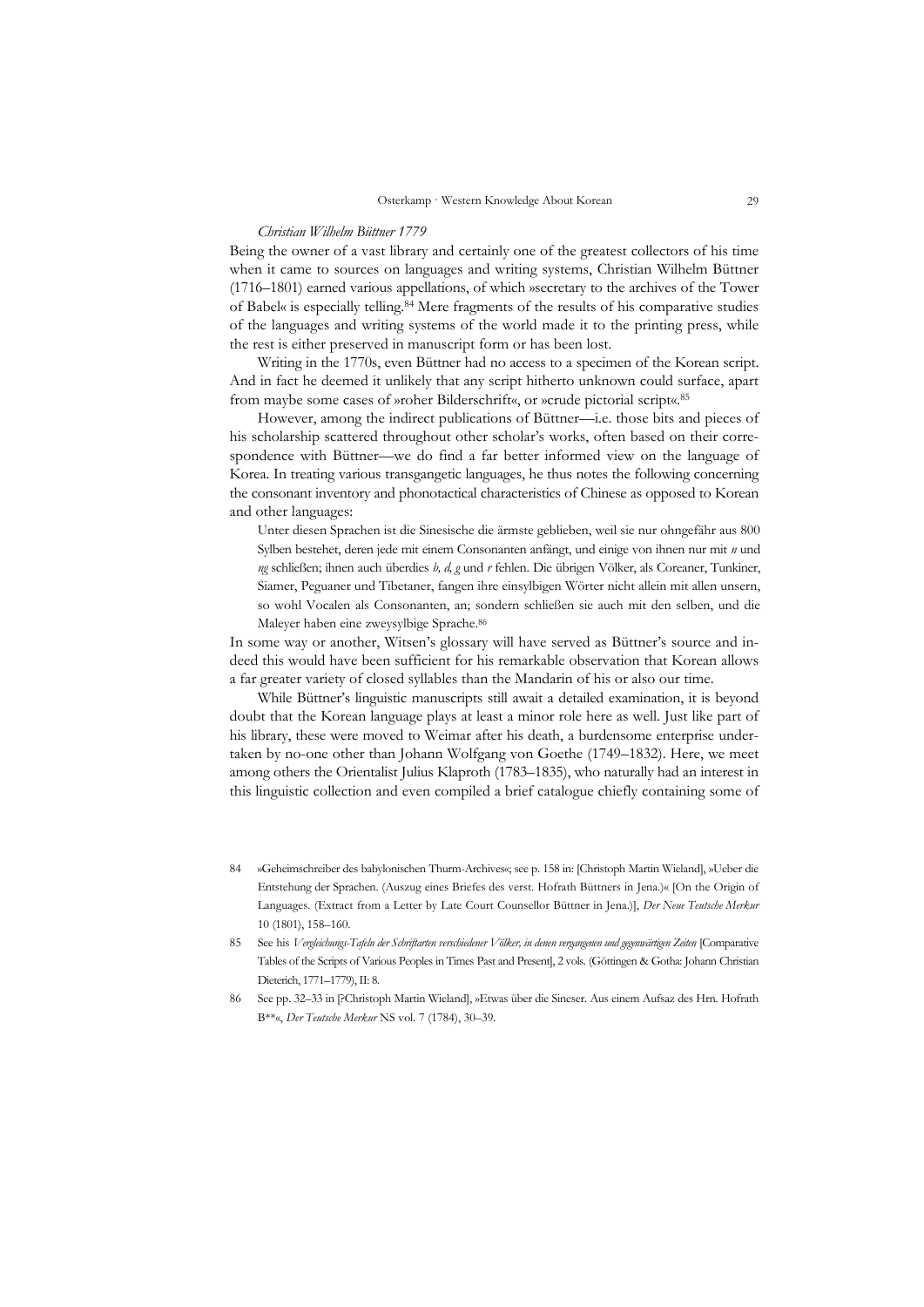*Christian Wilhelm Büttner 1779*

Being the owner of a vast library and certainly one of the greatest collectors of his time when it came to sources on languages and writing systems, Christian Wilhelm Büttner (1716–1801) earned various appellations, of which »secretary to the archives of the Tower of Babel« is especially telling.[84] Mere fragments of the results of his comparative studies of the languages and writing systems of the world made it to the printing press, while the rest is either preserved in manuscript form or has been lost.

Writing in the 1770s, even Büttner had no access to a specimen of the Korean script. And in fact he deemed it unlikely that any script hitherto unknown could surface, apart from maybe some cases of »roher Bilderschrift«, or »crude pictorial script«.[85]

However, among the indirect publications of Büttner—i.e. those bits and pieces of his scholarship scattered throughout other scholar's works, often based on their correspondence with Büttner—we do find a far better informed view on the language of Korea. In treating various transgangetic languages, he thus notes the following concerning the consonant inventory and phonotactical characteristics of Chinese as opposed to Korean and other languages:

> Unter diesen Sprachen ist die Sinesische die ärmste geblieben, weil sie nur ohngefähr aus 800 Sylben bestehet, deren jede mit einem Consonanten anfängt, und einige von ihnen nur mit *n* und *ng* schließen; ihnen auch überdies *b, d, g* und *r* fehlen. Die übrigen Völker, als Coreaner, Tunkiner, Siamer, Peguaner und Tibetaner, fangen ihre einsylbigen Wörter nicht allein mit allen unsern, so wohl Vocalen als Consonanten, an; sondern schließen sie auch mit den selben, und die Maleyer haben eine zweysylbige Sprache.[86]

In some way or another, Witsen's glossary will have served as Büttner's source and indeed this would have been sufficient for his remarkable observation that Korean allows a far greater variety of closed syllables than the Mandarin of his or also our time.

While Büttner's linguistic manuscripts still await a detailed examination, it is beyond doubt that the Korean language plays at least a minor role here as well. Just like part of his library, these were moved to Weimar after his death, a burdensome enterprise undertaken by no-one other than Johann Wolfgang von Goethe (1749–1832). Here, we meet among others the Orientalist Julius Klaproth (1783–1835), who naturally had an interest in this linguistic collection and even compiled a brief catalogue chiefly containing some of

---

84 »Geheimschreiber des babylonischen Thurm-Archives«; see p. 158 in: [Christoph Martin Wieland], »Ueber die Entstehung der Sprachen. (Auszug eines Briefes des verst. Hofrath Büttners in Jena.)« [On the Origin of Languages. (Extract from a Letter by Late Court Counsellor Büttner in Jena.)], *Der Neue Teutsche Merkur* 10 (1801), 158–160.

85 See his *Vergleichungs-Tafeln der Schriftarten verschiedener Völker, in denen vergangenen und gegenwärtigen Zeiten* [Comparative Tables of the Scripts of Various Peoples in Times Past and Present], 2 vols. (Göttingen & Gotha: Johann Christian Dieterich, 1771–1779), II: 8.

86 See pp. 32–33 in [?Christoph Martin Wieland], »Etwas über die Sineser. Aus einem Aufsaz des Hrn. Hofrath B\*\*«, *Der Teutsche Merkur* NS vol. 7 (1784), 30–39.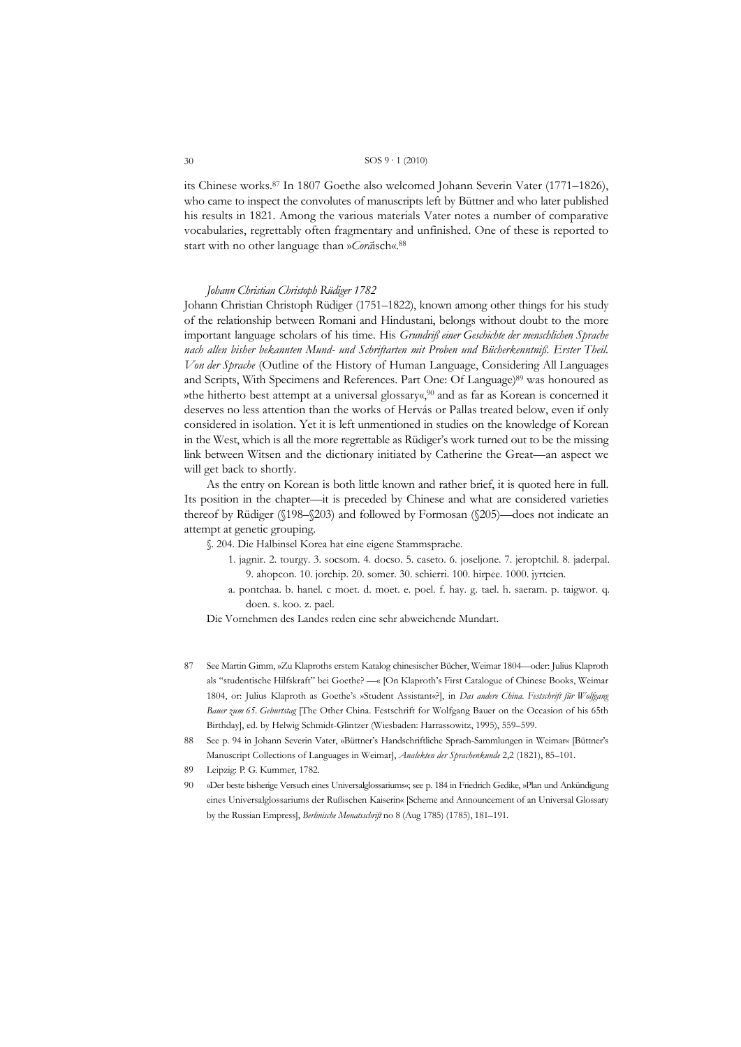its Chinese works.[87] In 1807 Goethe also welcomed Johann Severin Vater (1771–1826), who came to inspect the convolutes of manuscripts left by Büttner and who later published his results in 1821. Among the various materials Vater notes a number of comparative vocabularies, regrettably often fragmentary and unfinished. One of these is reported to start with no other language than »*Corä*sch«.[88]

### *Johann Christian Christoph Rüdiger 1782*

Johann Christian Christoph Rüdiger (1751–1822), known among other things for his study of the relationship between Romani and Hindustani, belongs without doubt to the more important language scholars of his time. His *Grundriß einer Geschichte der menschlichen Sprache nach allen bisher bekannten Mund- und Schriftarten mit Proben und Bücherkenntniß. Erster Theil. Von der Sprache* (Outline of the History of Human Language, Considering All Languages and Scripts, With Specimens and References. Part One: Of Language)[89] was honoured as »the hitherto best attempt at a universal glossary«,[90] and as far as Korean is concerned it deserves no less attention than the works of Hervás or Pallas treated below, even if only considered in isolation. Yet it is left unmentioned in studies on the knowledge of Korean in the West, which is all the more regrettable as Rüdiger's work turned out to be the missing link between Witsen and the dictionary initiated by Catherine the Great—an aspect we will get back to shortly.

As the entry on Korean is both little known and rather brief, it is quoted here in full. Its position in the chapter—it is preceded by Chinese and what are considered varieties thereof by Rüdiger (§198–§203) and followed by Formosan (§205)—does not indicate an attempt at genetic grouping.

> §. 204. Die Halbinsel Korea hat eine eigene Stammsprache.
>
> 1. jagnir. 2. tourgy. 3. socsom. 4. docso. 5. caseto. 6. joseljone. 7. jeroptchil. 8. jaderpal. 9. ahopcon. 10. jorchip. 20. somer. 30. schierri. 100. hirpee. 1000. jyrtcien.
>
> a. pontchaa. b. hanel. c moet. d. moet. e. poel. f. hay. g. tael. h. saeram. p. taigwor. q. doen. s. koo. z. pael.
>
> Die Vornehmen des Landes reden eine sehr abweichende Mundart.

---

87 See Martin Gimm, »Zu Klaproths erstem Katalog chinesischer Bücher, Weimar 1804—oder: Julius Klaproth als "studentische Hilfskraft" bei Goethe? —« [On Klaproth's First Catalogue of Chinese Books, Weimar 1804, or: Julius Klaproth as Goethe's »Student Assistant«?], in *Das andere China. Festschrift für Wolfgang Bauer zum 65. Geburtstag* [The Other China. Festschrift for Wolfgang Bauer on the Occasion of his 65th Birthday], ed. by Helwig Schmidt-Glintzer (Wiesbaden: Harrassowitz, 1995), 559–599.

88 See p. 94 in Johann Severin Vater, »Büttner's Handschriftliche Sprach-Sammlungen in Weimar« [Büttner's Manuscript Collections of Languages in Weimar], *Analekten der Sprachenkunde* 2,2 (1821), 85–101.

89 Leipzig: P. G. Kummer, 1782.

90 »Der beste bisherige Versuch eines Universalglossariums«; see p. 184 in Friedrich Gedike, »Plan und Ankündigung eines Universalglossariums der Rußischen Kaiserin« [Scheme and Announcement of an Universal Glossary by the Russian Empress], *Berlinische Monatsschrift* no 8 (Aug 1785) (1785), 181–191.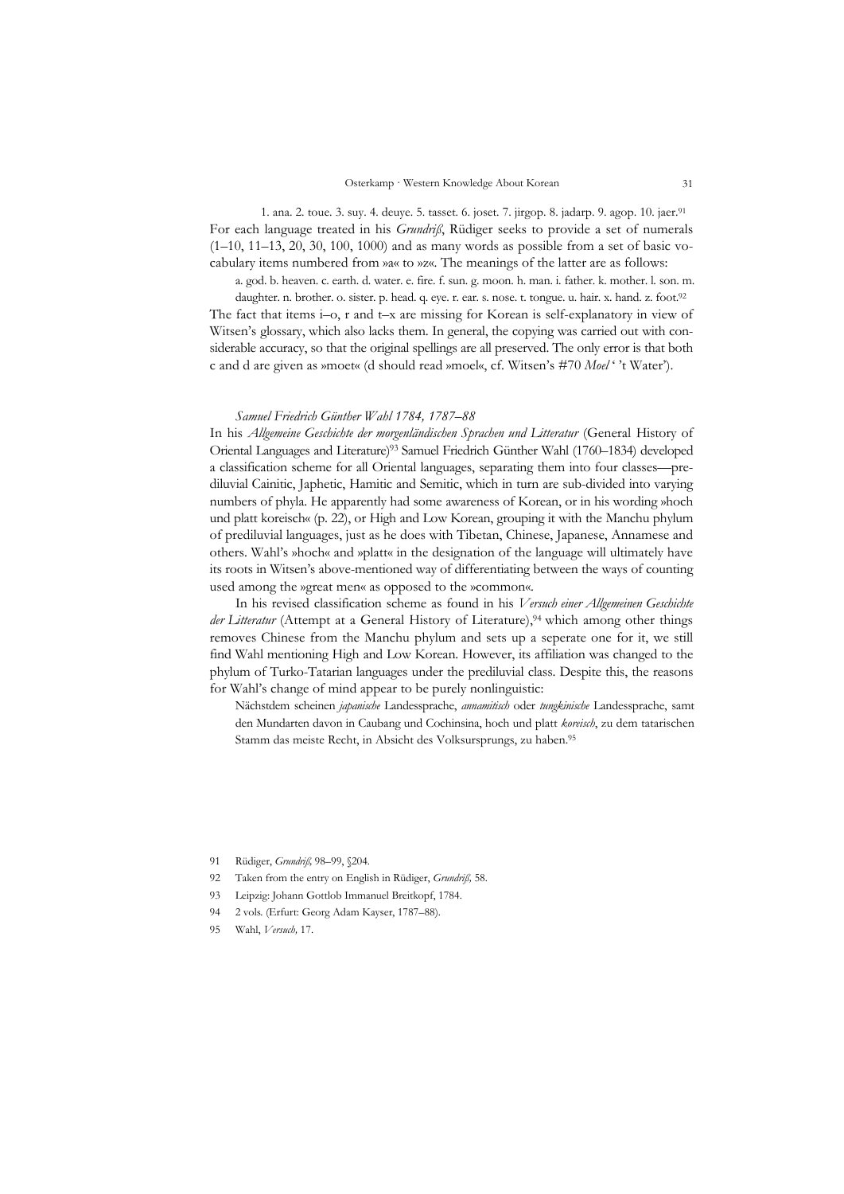1. ana. 2. toue. 3. suy. 4. deuye. 5. tasset. 6. joset. 7. jirgop. 8. jadarp. 9. agop. 10. jaer.[91]

For each language treated in his *Grundriß*, Rüdiger seeks to provide a set of numerals (1–10, 11–13, 20, 30, 100, 1000) and as many words as possible from a set of basic vocabulary items numbered from »a« to »z«. The meanings of the latter are as follows:

a. god. b. heaven. c. earth. d. water. e. fire. f. sun. g. moon. h. man. i. father. k. mother. l. son. m. daughter. n. brother. o. sister. p. head. q. eye. r. ear. s. nose. t. tongue. u. hair. x. hand. z. foot.[92]

The fact that items i–o, r and t–x are missing for Korean is self-explanatory in view of Witsen's glossary, which also lacks them. In general, the copying was carried out with considerable accuracy, so that the original spellings are all preserved. The only error is that both c and d are given as »moet« (d should read »moel«, cf. Witsen's #70 *Moel* ' 't Water').

### *Samuel Friedrich Günther Wahl 1784, 1787–88*

In his *Allgemeine Geschichte der morgenländischen Sprachen und Litteratur* (General History of Oriental Languages and Literature)[93] Samuel Friedrich Günther Wahl (1760–1834) developed a classification scheme for all Oriental languages, separating them into four classes—prediluvial Cainitic, Japhetic, Hamitic and Semitic, which in turn are sub-divided into varying numbers of phyla. He apparently had some awareness of Korean, or in his wording »hoch und platt koreisch« (p. 22), or High and Low Korean, grouping it with the Manchu phylum of prediluvial languages, just as he does with Tibetan, Chinese, Japanese, Annamese and others. Wahl's »hoch« and »platt« in the designation of the language will ultimately have its roots in Witsen's above-mentioned way of differentiating between the ways of counting used among the »great men« as opposed to the »common«.

In his revised classification scheme as found in his *Versuch einer Allgemeinen Geschichte der Litteratur* (Attempt at a General History of Literature),[94] which among other things removes Chinese from the Manchu phylum and sets up a seperate one for it, we still find Wahl mentioning High and Low Korean. However, its affiliation was changed to the phylum of Turko-Tatarian languages under the prediluvial class. Despite this, the reasons for Wahl's change of mind appear to be purely nonlinguistic:

> Nächstdem scheinen *japanische* Landessprache, *annamitisch* oder *tungkinische* Landessprache, samt den Mundarten davon in Caubang und Cochinsina, hoch und platt *koreisch*, zu dem tatarischen Stamm das meiste Recht, in Absicht des Volksursprungs, zu haben.[95]

---

91 Rüdiger, *Grundriß*, 98–99, §204.

92 Taken from the entry on English in Rüdiger, *Grundriß*, 58.

93 Leipzig: Johann Gottlob Immanuel Breitkopf, 1784.

94 2 vols. (Erfurt: Georg Adam Kayser, 1787–88).

95 Wahl, *Versuch*, 17.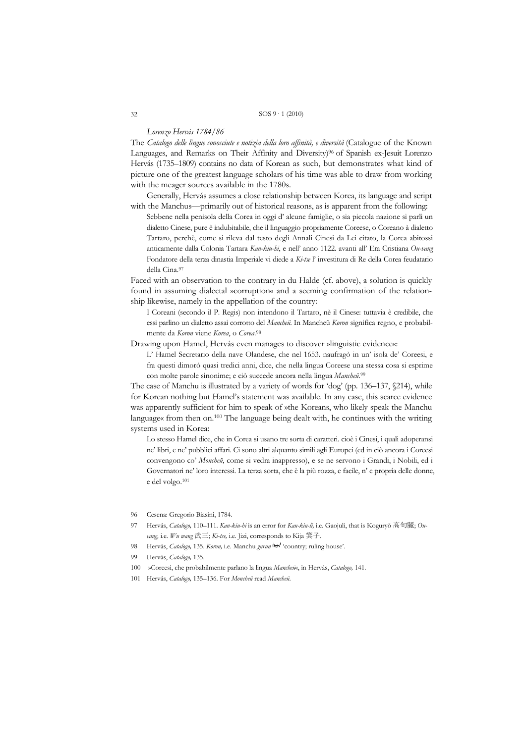*Lorenzo Hervás 1784/86*

The *Catalogo delle lingue conosciute e notizia della loro affinità, e diversità* (Catalogue of the Known Languages, and Remarks on Their Affinity and Diversity)[96] of Spanish ex-Jesuit Lorenzo Hervás (1735–1809) contains no data of Korean as such, but demonstrates what kind of picture one of the greatest language scholars of his time was able to draw from working with the meager sources available in the 1780s.

Generally, Hervás assumes a close relationship between Korea, its language and script with the Manchus—primarily out of historical reasons, as is apparent from the following:

> Sebbene nella penisola della Corea in oggi d' alcune famiglie, o sia piccola nazione si parli un dialetto Cinese, pure è indubitabile, che il linguaggio propriamente Coreese, o Coreano à dialetto Tartaro, perchè, come si rileva dal testo degli Annali Cinesi da Lei citato, la Corea abitossi anticamente dalla Colonia Tartara *Kan-kiu-hi*, e nell' anno 1122. avanti all' Era Cristiana *Ou-vang* Fondatore della terza dinastia Imperiale vi diede a *Ki-tse* l' investitura di Re della Corea feudatario della Cina.[97]

Faced with an observation to the contrary in du Halde (cf. above), a solution is quickly found in assuming dialectal »corruption« and a seeming confirmation of the relationship likewise, namely in the appellation of the country:

> I Coreani (secondo il P. Regis) non intendono il Tartaro, nè il Cinese: tuttavia è credibile, che essi parlino un dialetto assai corrotto del *Mancheü*. In Mancheü *Koron* significa regno, e probabilmente da *Koron* viene *Korea*, o *Corea*.[98]

Drawing upon Hamel, Hervás even manages to discover »linguistic evidence«:

> L' Hamel Secretario della nave Olandese, che nel 1653. naufragò in un' isola de' Coreesi, e fra questi dimorò quasi tredici anni, dice, che nella lingua Coreese una stessa cosa si esprime con molte parole sinonime; e ciò succede ancora nella lingua *Mancheü*.[99]

The case of Manchu is illustrated by a variety of words for 'dog' (pp. 136–137, §214), while for Korean nothing but Hamel's statement was available. In any case, this scarce evidence was apparently sufficient for him to speak of »the Koreans, who likely speak the Manchu language« from then on.[100] The language being dealt with, he continues with the writing systems used in Korea:

> Lo stesso Hamel dice, che in Corea si usano tre sorta di caratteri. cioè i Cinesi, i quali adoperansi ne' libri, e ne' pubblici affari. Ci sono altri alquanto simili agli Europei (ed in ciò ancora i Coreesi convengono co' *Moncheü*, come si vedra inappresso), e se ne servono i Grandi, i Nobili, ed i Governatori ne' loro interessi. La terza sorta, che è la più rozza, e facile, n' e propria delle donne, e del volgo.[101]

---

96 Cesena: Gregorio Biasini, 1784.

97 Hervás, *Catalogo*, 110–111. *Kan-kiu-hi* is an error for *Kau-kiu-li*, i.e. Gaojuli, that is Koguryŏ 高句麗; *Ou-vang*, i.e. *Wu wang* 武王; *Ki-tse*, i.e. Jizi, corresponds to Kija 箕子.

98 Hervás, *Catalogo*, 135. *Koron*, i.e. Manchu *gurun* ᡤᡠᡵᡠᠨ 'country; ruling house'.

99 Hervás, *Catalogo*, 135.

100 »Coreesi, che probabilmente parlano la lingua *Mancheü*«, in Hervás, *Catalogo*, 141.

101 Hervás, *Catalogo*, 135–136. For *Moncheü* read *Mancheü*.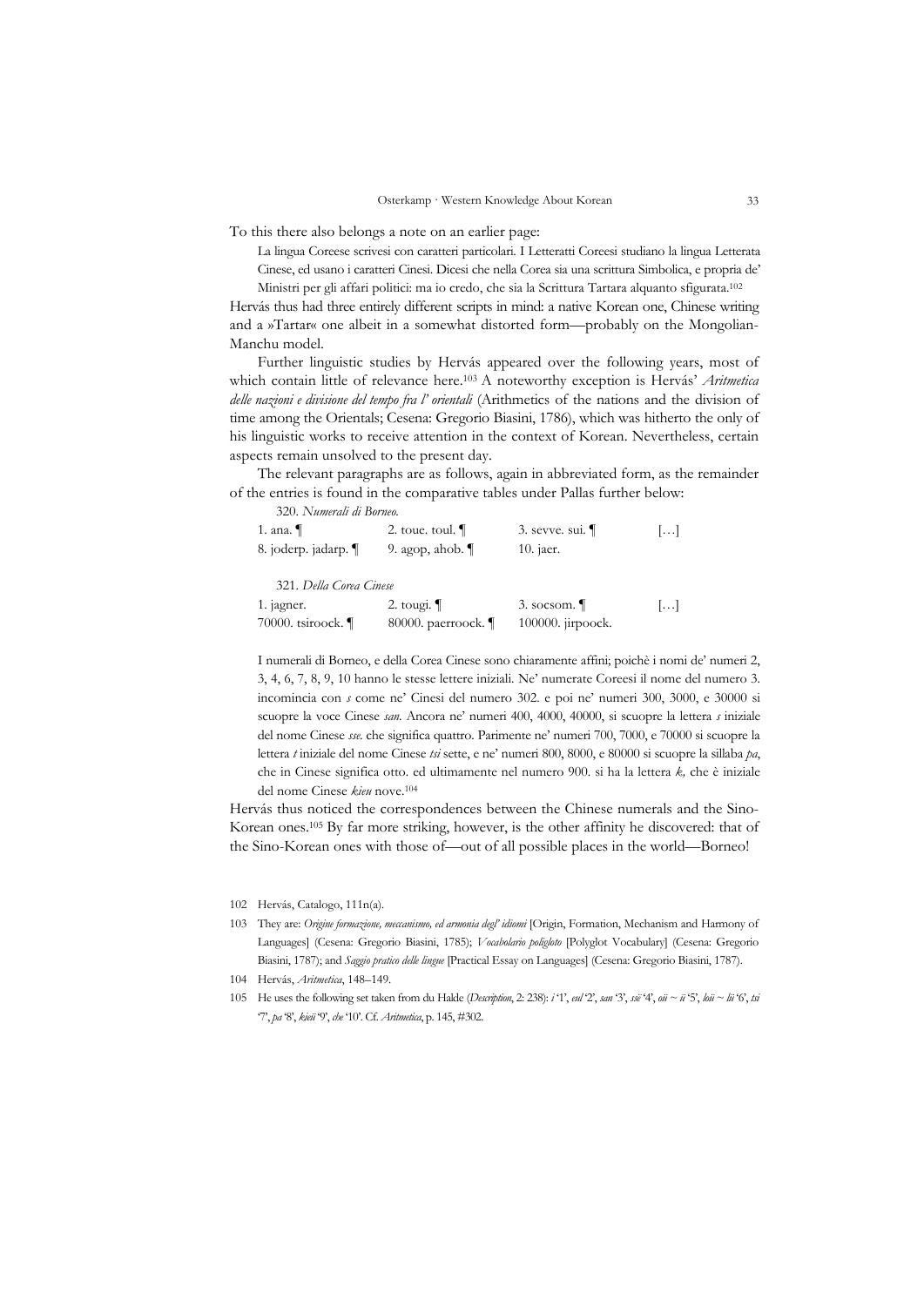To this there also belongs a note on an earlier page:

> La lingua Coreese scrivesi con caratteri particolari. I Letteratti Coreesi studiano la lingua Letterata Cinese, ed usano i caratteri Cinesi. Dicesi che nella Corea sia una scrittura Simbolica, e propria de' Ministri per gli affari politici: ma io credo, che sia la Scrittura Tartara alquanto sfigurata.[102]

Hervás thus had three entirely different scripts in mind: a native Korean one, Chinese writing and a »Tartar« one albeit in a somewhat distorted form—probably on the Mongolian-Manchu model.

Further linguistic studies by Hervás appeared over the following years, most of which contain little of relevance here.[103] A noteworthy exception is Hervás' *Aritmetica delle nazioni e divisione del tempo fra l' orientali* (Arithmetics of the nations and the division of time among the Orientals; Cesena: Gregorio Biasini, 1786), which was hitherto the only of his linguistic works to receive attention in the context of Korean. Nevertheless, certain aspects remain unsolved to the present day.

The relevant paragraphs are as follows, again in abbreviated form, as the remainder of the entries is found in the comparative tables under Pallas further below:

320. *Numerali di Borneo.*

| | | | |
|---|---|---|---|
| 1. ana. ¶ | 2. toue. toul. ¶ | 3. sevve. sui. ¶ | […] |
| 8. joderp. jadarp. ¶ | 9. agop, ahob. ¶ | 10. jaer. | |

321. *Della Corea Cinese*

| | | | |
|---|---|---|---|
| 1. jagner. | 2. tougi. ¶ | 3. socsom. ¶ | […] |
| 70000. tsiroock. ¶ | 80000. paerroock. ¶ | 100000. jirpoock. | |

> I numerali di Borneo, e della Corea Cinese sono chiaramente affini; poichè i nomi de' numeri 2, 3, 4, 6, 7, 8, 9, 10 hanno le stesse lettere iniziali. Ne' numerate Coreesi il nome del numero 3. incomincia con *s* come ne' Cinesi del numero 302. e poi ne' numeri 300, 3000, e 30000 si scuopre la voce Cinese *san*. Ancora ne' numeri 400, 4000, 40000, si scuopre la lettera *s* iniziale del nome Cinese *sse.* che significa quattro. Parimente ne' numeri 700, 7000, e 70000 si scuopre la lettera *t* iniziale del nome Cinese *tsi* sette, e ne' numeri 800, 8000, e 80000 si scuopre la sillaba *pa*, che in Cinese significa otto. ed ultimamente nel numero 900. si ha la lettera *k,* che è iniziale del nome Cinese *kieu* nove.[104]

Hervás thus noticed the correspondences between the Chinese numerals and the Sino-Korean ones.[105] By far more striking, however, is the other affinity he discovered: that of the Sino-Korean ones with those of—out of all possible places in the world—Borneo!

---

102 Hervás, Catalogo, 111n(a).

103 They are: *Origine formazione, meccanismo, ed armonia degl' idiomi* [Origin, Formation, Mechanism and Harmony of Languages] (Cesena: Gregorio Biasini, 1785); *Vocabolario poligloto* [Polyglot Vocabulary] (Cesena: Gregorio Biasini, 1787); and *Saggio pratico delle lingue* [Practical Essay on Languages] (Cesena: Gregorio Biasini, 1787).

104 Hervás, *Aritmetica*, 148–149.

105 He uses the following set taken from du Halde (*Description*, 2: 238): *i* '1', *eul* '2', *san* '3', *ssë* '4', *oii* ~ *ü* '5', *loü* ~ *lü* '6', *tsi* '7', *pa* '8', *kieü* '9', *che* '10'. Cf. *Aritmetica*, p. 145, #302.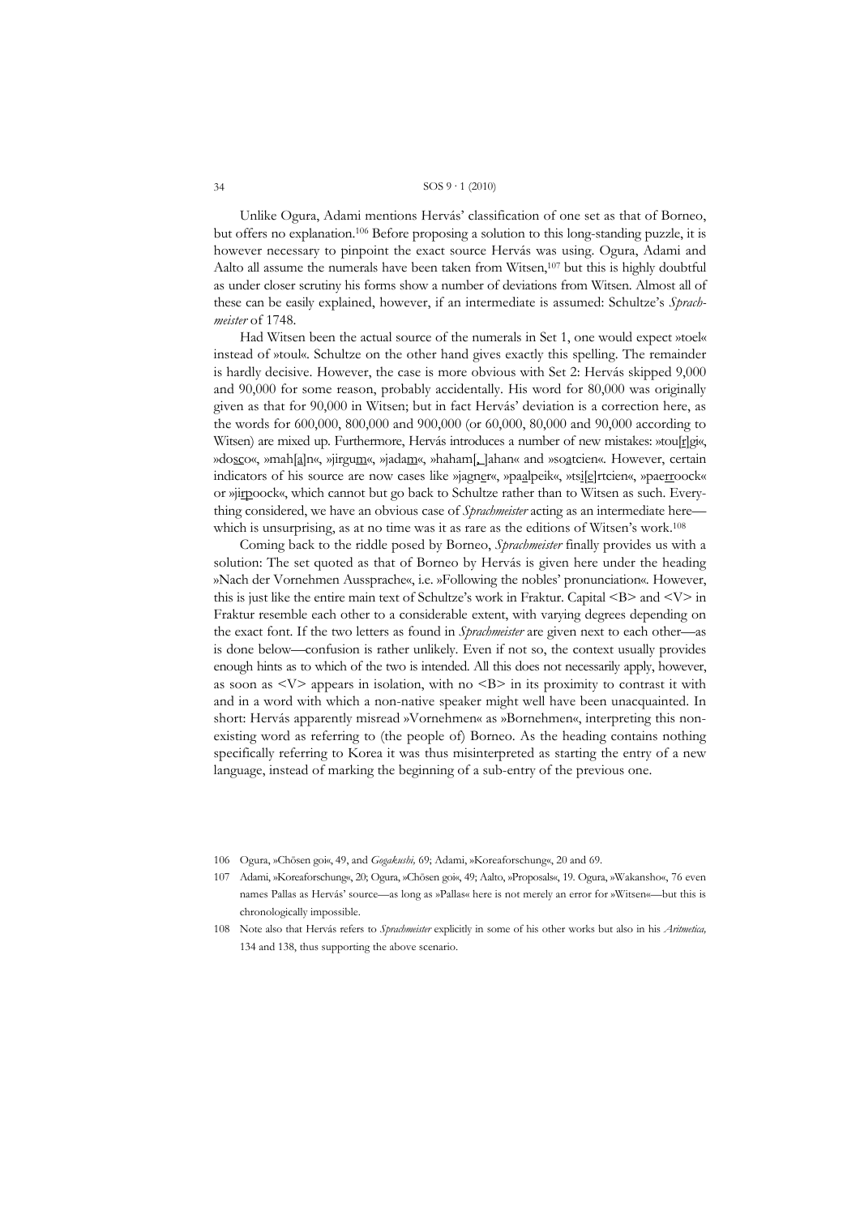Unlike Ogura, Adami mentions Hervás' classification of one set as that of Borneo, but offers no explanation.[106] Before proposing a solution to this long-standing puzzle, it is however necessary to pinpoint the exact source Hervás was using. Ogura, Adami and Aalto all assume the numerals have been taken from Witsen,[107] but this is highly doubtful as under closer scrutiny his forms show a number of deviations from Witsen. Almost all of these can be easily explained, however, if an intermediate is assumed: Schultze's *Sprachmeister* of 1748.

Had Witsen been the actual source of the numerals in Set 1, one would expect »toel« instead of »toul«. Schultze on the other hand gives exactly this spelling. The remainder is hardly decisive. However, the case is more obvious with Set 2: Hervás skipped 9,000 and 90,000 for some reason, probably accidentally. His word for 80,000 was originally given as that for 90,000 in Witsen; but in fact Hervás' deviation is a correction here, as the words for 600,000, 800,000 and 900,000 (or 60,000, 80,000 and 90,000 according to Witsen) are mixed up. Furthermore, Hervás introduces a number of new mistakes: »tou[r]gi«, »do<u>sc</u>o«, »mah[a]n«, »jirgu<u>m</u>«, »jada<u>m</u>«, »haham[,_]ahan« and »so<u>a</u>tcien«. However, certain indicators of his source are now cases like »jagn<u>e</u>r«, »pa<u>a</u>lpeik«, »ts<u>i</u>[<u>e</u>]rtcien«, »pae<u>rr</u>oock« or »ji<u>rp</u>oock«, which cannot but go back to Schultze rather than to Witsen as such. Everything considered, we have an obvious case of *Sprachmeister* acting as an intermediate here—which is unsurprising, as at no time was it as rare as the editions of Witsen's work.[108]

Coming back to the riddle posed by Borneo, *Sprachmeister* finally provides us with a solution: The set quoted as that of Borneo by Hervás is given here under the heading »Nach der Vornehmen Aussprache«, i.e. »Following the nobles' pronunciation«. However, this is just like the entire main text of Schultze's work in Fraktur. Capital <B> and <V> in Fraktur resemble each other to a considerable extent, with varying degrees depending on the exact font. If the two letters as found in *Sprachmeister* are given next to each other—as is done below—confusion is rather unlikely. Even if not so, the context usually provides enough hints as to which of the two is intended. All this does not necessarily apply, however, as soon as <V> appears in isolation, with no <B> in its proximity to contrast it with and in a word with which a non-native speaker might well have been unacquainted. In short: Hervás apparently misread »Vornehmen« as »Bornehmen«, interpreting this non-existing word as referring to (the people of) Borneo. As the heading contains nothing specifically referring to Korea it was thus misinterpreted as starting the entry of a new language, instead of marking the beginning of a sub-entry of the previous one.

---

106 Ogura, »Chōsen goi«, 49, and *Gogakushi,* 69; Adami, »Koreaforschung«, 20 and 69.

107 Adami, »Koreaforschung«, 20; Ogura, »Chōsen goi«, 49; Aalto, »Proposals«, 19. Ogura, »Wakansho«, 76 even names Pallas as Hervás' source—as long as »Pallas« here is not merely an error for »Witsen«—but this is chronologically impossible.

108 Note also that Hervás refers to *Sprachmeister* explicitly in some of his other works but also in his *Aritmetica,* 134 and 138, thus supporting the above scenario.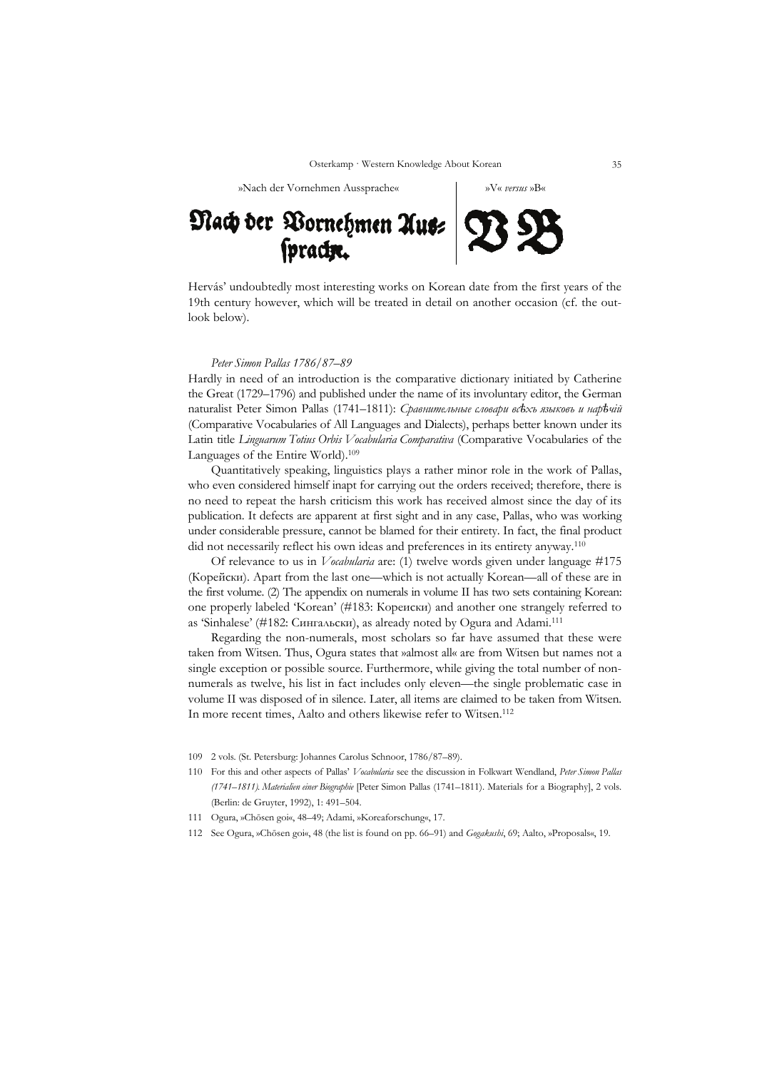| »Nach der Vornehmen Aussprache« | »V« *versus* »B« |
| --- | --- |
| Nach der Vornehmen Aus= sprache. | V B |

Hervás' undoubtedly most interesting works on Korean date from the first years of the 19th century however, which will be treated in detail on another occasion (cf. the outlook below).

*Peter Simon Pallas 1786/87–89*

Hardly in need of an introduction is the comparative dictionary initiated by Catherine the Great (1729–1796) and published under the name of its involuntary editor, the German naturalist Peter Simon Pallas (1741–1811): *Сравнительные словари всѣхъ языковъ и нарѣчій* (Comparative Vocabularies of All Languages and Dialects), perhaps better known under its Latin title *Linguarum Totius Orbis Vocabularia Comparativa* (Comparative Vocabularies of the Languages of the Entire World).[109]

Quantitatively speaking, linguistics plays a rather minor role in the work of Pallas, who even considered himself inapt for carrying out the orders received; therefore, there is no need to repeat the harsh criticism this work has received almost since the day of its publication. It defects are apparent at first sight and in any case, Pallas, who was working under considerable pressure, cannot be blamed for their entirety. In fact, the final product did not necessarily reflect his own ideas and preferences in its entirety anyway.[110]

Of relevance to us in *Vocabularia* are: (1) twelve words given under language #175 (Корейски). Apart from the last one—which is not actually Korean—all of these are in the first volume. (2) The appendix on numerals in volume II has two sets containing Korean: one properly labeled 'Korean' (#183: Корейски) and another one strangely referred to as 'Sinhalese' (#182: Сингальски), as already noted by Ogura and Adami.[111]

Regarding the non-numerals, most scholars so far have assumed that these were taken from Witsen. Thus, Ogura states that »almost all« are from Witsen but names not a single exception or possible source. Furthermore, while giving the total number of non-numerals as twelve, his list in fact includes only eleven—the single problematic case in volume II was disposed of in silence. Later, all items are claimed to be taken from Witsen. In more recent times, Aalto and others likewise refer to Witsen.[112]

109 2 vols. (St. Petersburg: Johannes Carolus Schnoor, 1786/87–89).

110 For this and other aspects of Pallas' *Vocabularia* see the discussion in Folkwart Wendland, *Peter Simon Pallas (1741–1811). Materialien einer Biographie* [Peter Simon Pallas (1741–1811). Materials for a Biography], 2 vols. (Berlin: de Gruyter, 1992), 1: 491–504.

111 Ogura, »Chōsen goi«, 48–49; Adami, »Koreaforschung«, 17.

112 See Ogura, »Chōsen goi«, 48 (the list is found on pp. 66–91) and *Gogakushi*, 69; Aalto, »Proposals«, 19.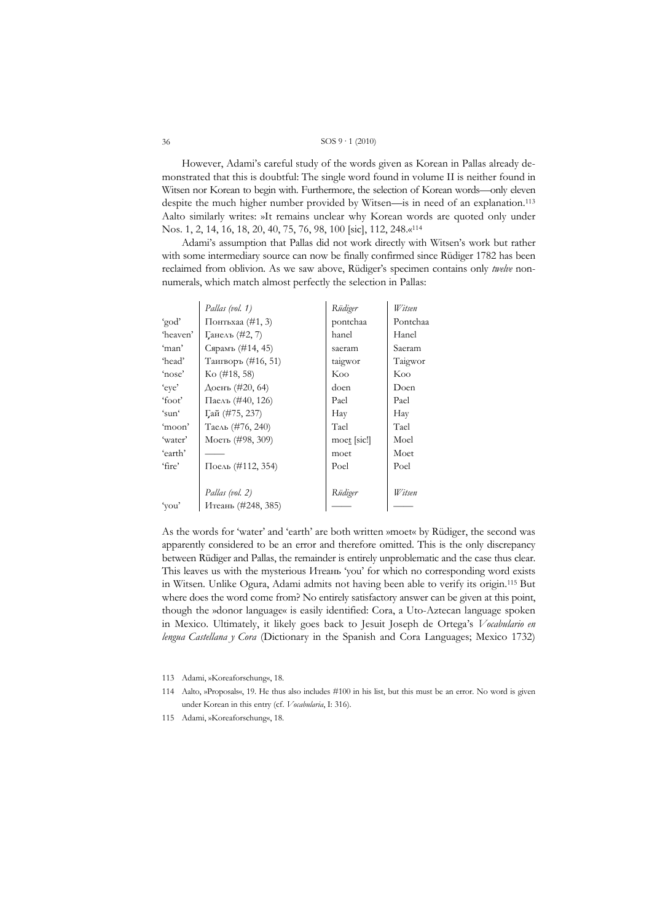However, Adami's careful study of the words given as Korean in Pallas already demonstrated that this is doubtful: The single word found in volume II is neither found in Witsen nor Korean to begin with. Furthermore, the selection of Korean words—only eleven despite the much higher number provided by Witsen—is in need of an explanation.[113] Aalto similarly writes: »It remains unclear why Korean words are quoted only under Nos. 1, 2, 14, 16, 18, 20, 40, 75, 76, 98, 100 [sic], 112, 248.«[114]

Adami's assumption that Pallas did not work directly with Witsen's work but rather with some intermediary source can now be finally confirmed since Rüdiger 1782 has been reclaimed from oblivion. As we saw above, Rüdiger's specimen contains only *twelve* non-numerals, which match almost perfectly the selection in Pallas:

| | *Pallas (vol. 1)* | *Rüdiger* | *Witsen* |
|---|---|---|---|
| 'god' | Понтьхаа (#1, 3) | pontchaa | Pontchaa |
| 'heaven' | Ґанелъ (#2, 7) | hanel | Hanel |
| 'man' | Сярамъ (#14, 45) | saeram | Saeram |
| 'head' | Таигворъ (#16, 51) | taigwor | Taigwor |
| 'nose' | Ко (#18, 58) | Koo | Koo |
| 'eye' | Доенъ (#20, 64) | doen | Doen |
| 'foot' | Паелъ (#40, 126) | Pael | Pael |
| 'sun' | Ґай (#75, 237) | Hay | Hay |
| 'moon' | Таель (#76, 240) | Tael | Tael |
| 'water' | Моеть (#98, 309) | moet [sic!] | Moel |
| 'earth' | —— | moet | Moet |
| 'fire' | Поель (#112, 354) | Poel | Poel |
| | *Pallas (vol. 2)* | *Rüdiger* | *Witsen* |
| 'you' | Итеанъ (#248, 385) | —— | —— |

As the words for 'water' and 'earth' are both written »moet« by Rüdiger, the second was apparently considered to be an error and therefore omitted. This is the only discrepancy between Rüdiger and Pallas, the remainder is entirely unproblematic and the case thus clear. This leaves us with the mysterious Итеанъ 'you' for which no corresponding word exists in Witsen. Unlike Ogura, Adami admits not having been able to verify its origin.[115] But where does the word come from? No entirely satisfactory answer can be given at this point, though the »donor language« is easily identified: Cora, a Uto-Aztecan language spoken in Mexico. Ultimately, it likely goes back to Jesuit Joseph de Ortega's *Vocabulario en lengua Castellana y Cora* (Dictionary in the Spanish and Cora Languages; Mexico 1732)

113 Adami, »Koreaforschung«, 18.

114 Aalto, »Proposals«, 19. He thus also includes #100 in his list, but this must be an error. No word is given under Korean in this entry (cf. *Vocabularia*, I: 316).

115 Adami, »Koreaforschung«, 18.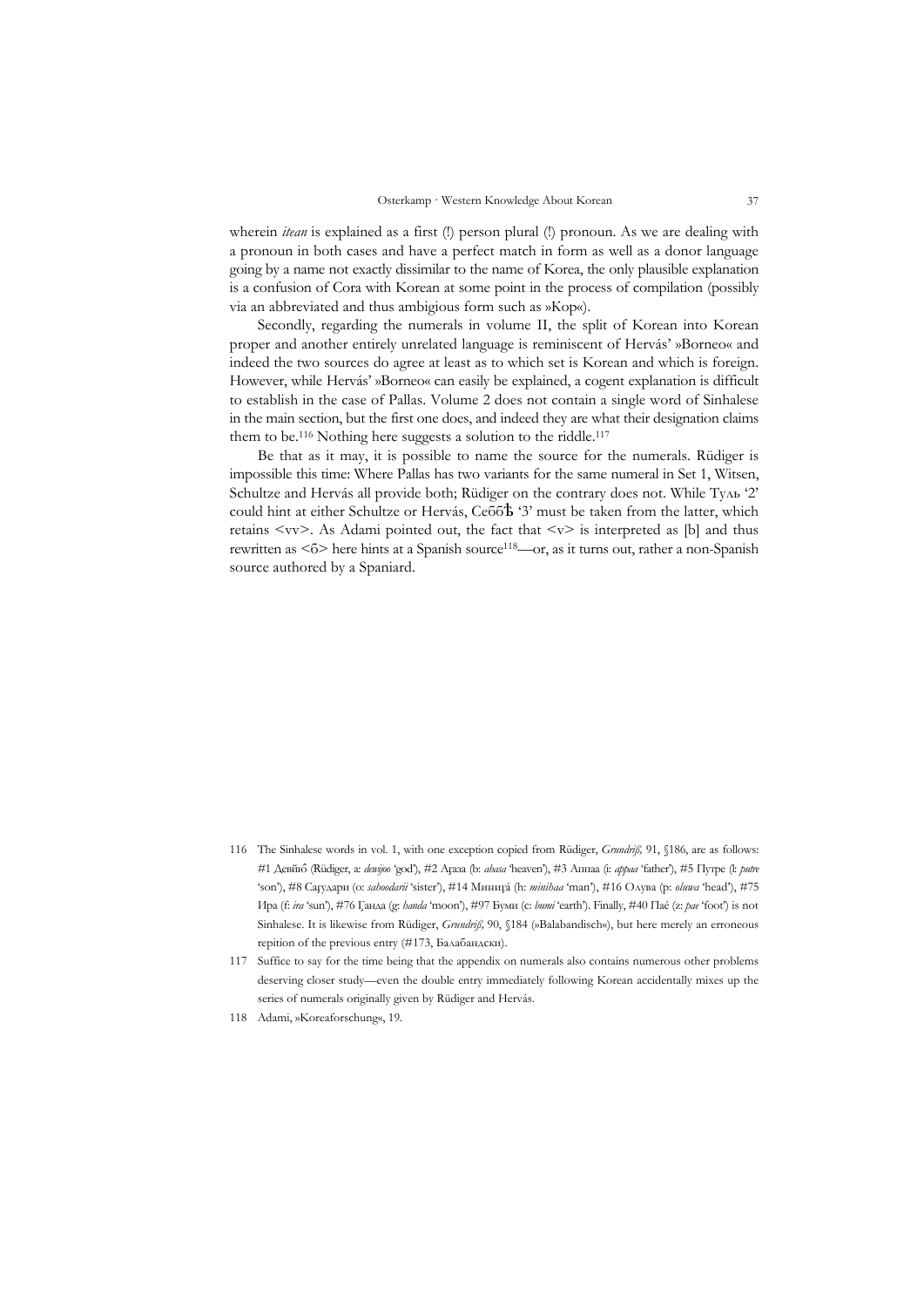wherein *itean* is explained as a first (!) person plural (!) pronoun. As we are dealing with a pronoun in both cases and have a perfect match in form as well as a donor language going by a name not exactly dissimilar to the name of Korea, the only plausible explanation is a confusion of Cora with Korean at some point in the process of compilation (possibly via an abbreviated and thus ambigious form such as »Кор«).

Secondly, regarding the numerals in volume II, the split of Korean into Korean proper and another entirely unrelated language is reminiscent of Hervás' »Borneo« and indeed the two sources do agree at least as to which set is Korean and which is foreign. However, while Hervás' »Borneo« can easily be explained, a cogent explanation is difficult to establish in the case of Pallas. Volume 2 does not contain a single word of Sinhalese in the main section, but the first one does, and indeed they are what their designation claims them to be.[116] Nothing here suggests a solution to the riddle.[117]

Be that as it may, it is possible to name the source for the numerals. Rüdiger is impossible this time: Where Pallas has two variants for the same numeral in Set 1, Witsen, Schultze and Hervás all provide both; Rüdiger on the contrary does not. While Тулъ '2' could hint at either Schultze or Hervás, Себ͞бѢ '3' must be taken from the latter, which retains <vv>. As Adami pointed out, the fact that <v> is interpreted as [b] and thus rewritten as <б> here hints at a Spanish source[118]—or, as it turns out, rather a non-Spanish source authored by a Spaniard.

116 The Sinhalese words in vol. 1, with one exception copied from Rüdiger, *Grundriß*, 91, §186, are as follows: #1 Девйиô (Rüdiger, a: *dewijoo* 'god'), #2 Аґаза (b: *ahasa* 'heaven'), #3 Аппаа (i: *appaa* 'father'), #5 Путре (l: *putre* 'son'), #8 Саґударн (o: *sahoodarii* 'sister'), #14 Минниґá (h: *minihaa* 'man'), #16 Олува (p: *oluwa* 'head'), #75 Ира (f: *ira* 'sun'), #76 Ґанда (g: *handa* 'moon'), #97 Буми (c: *bumi* 'earth'). Finally, #40 Паé (z: *pae* 'foot') is not Sinhalese. It is likewise from Rüdiger, *Grundriß*, 90, §184 (»Balabandisch«), but here merely an erroneous repition of the previous entry (#173, Балабандски).

117 Suffice to say for the time being that the appendix on numerals also contains numerous other problems deserving closer study—even the double entry immediately following Korean accidentally mixes up the series of numerals originally given by Rüdiger and Hervás.

118 Adami, »Koreaforschung«, 19.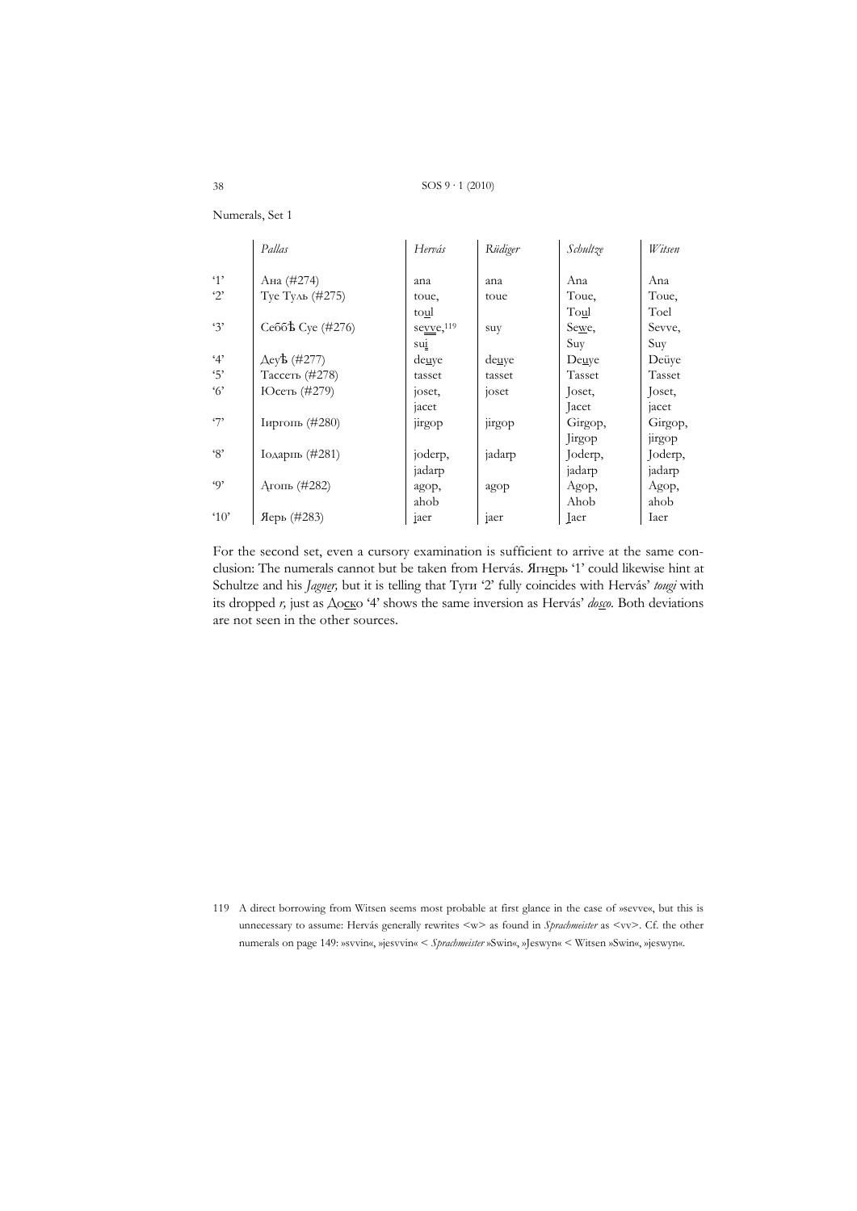Numerals, Set 1

| | *Pallas* | *Hervás* | *Rüdiger* | *Schultze* | *Witsen* |
|---|---|---|---|---|---|
| '1' | Ана (#274) | ana | ana | Ana | Ana |
| '2' | Туе Туль (#275) | toue, to<u>u</u>l | toue | Toue, To<u>u</u>l | Toue, Toel |
| '3' | Себбѣ Суе (#276) | se<u>vv</u>e,[119] su<u>i</u> | suy | Se<u>w</u>e, Suy | Sevve, Suy |
| '4' | Деуѣ (#277) | de<u>u</u>ye | de<u>u</u>ye | De<u>u</u>ye | Deüye |
| '5' | Тассеть (#278) | tasset | tasset | Tasset | Tasset |
| '6' | Юсеть (#279) | joset, jacet | joset | Joset, Jacet | Joset, jacet |
| '7' | Іиргопь (#280) | jirgop | jirgop | Girgop, Jirgop | Girgop, jirgop |
| '8' | Іодарпь (#281) | joderp, jadarp | jadarp | Joderp, jadarp | Joderp, jadarp |
| '9' | Агопь (#282) | agop, ahob | agop | Agop, Ahob | Agop, ahob |
| '10' | Яерь (#283) | <u>i</u>aer | jaer | <u>I</u>aer | Iaer |

For the second set, even a cursory examination is sufficient to arrive at the same conclusion: The numerals cannot but be taken from Hervás. Ягн<u>е</u>рь '1' could likewise hint at Schultze and his *Jagner,* but it is telling that Туги '2' fully coincides with Hervás' *tougi* with its dropped *r,* just as До<u>ск</u>о '4' shows the same inversion as Hervás' *do<u>sc</u>o.* Both deviations are not seen in the other sources.

119 A direct borrowing from Witsen seems most probable at first glance in the case of »sevve«, but this is unnecessary to assume: Hervás generally rewrites <w> as found in *Sprachmeister* as <vv>. Cf. the other numerals on page 149: »svvin«, »jesvvin« < *Sprachmeister* »Swin«, »Jeswyn« < Witsen »Swin«, »jeswyn«.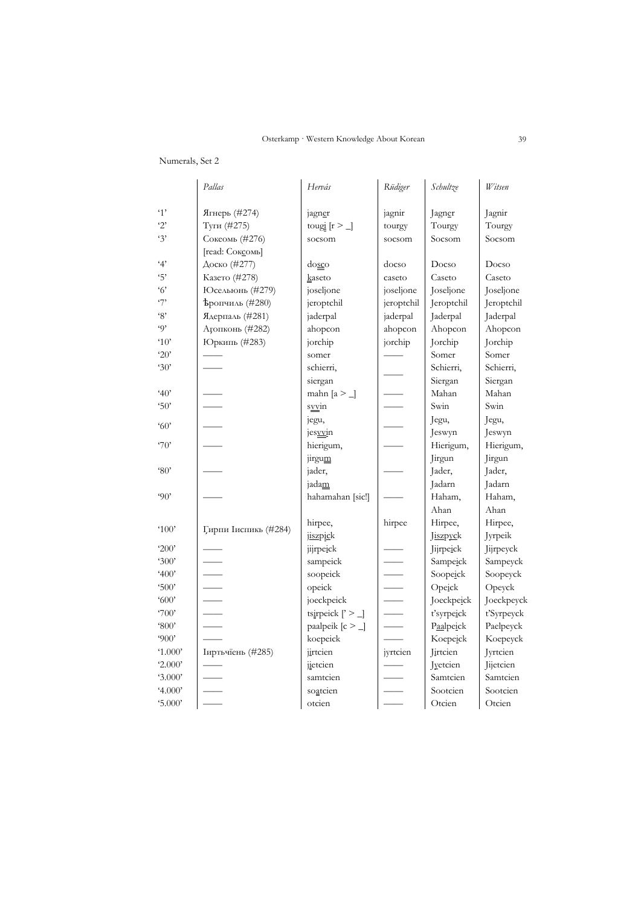Numerals, Set 2

| | *Pallas* | *Hervás* | *Rüdiger* | *Schultze* | *Witsen* |
|---|---|---|---|---|---|
| '1' | Ягнерь (#274) | jagner | jagnir | Jagner | Jagnir |
| '2' | Туги (#275) | tougi [r > _] | tourgy | Tourgy | Tourgy |
| '3' | Сокеомь (#276) [read: Соксомь] | socsom | socsom | Socsom | Socsom |
| '4' | Доско (#277) | dosco | docso | Docso | Docso |
| '5' | Казето (#278) | kaseto | caseto | Caseto | Caseto |
| '6' | Юсельюнь (#279) | joseljone | joseljone | Joseljone | Joseljone |
| '7' | Ѣропчиль (#280) | jeroptchil | jeroptchil | Jeroptchil | Jeroptchil |
| '8' | Ядерпаль (#281) | jaderpal | jaderpal | Jaderpal | Jaderpal |
| '9' | Аҕопконь (#282) | ahopcon | ahopcon | Ahopcon | Ahopcon |
| '10' | Юркипь (#283) | jorchip | jorchip | Jorchip | Jorchip |
| '20' | —— | somer | —— | Somer | Somer |
| '30' | —— | schierri, siergan | —— | Schierri, Siergan | Schierri, Siergan |
| '40' | —— | mahn [a > _] | —— | Mahan | Mahan |
| '50' | —— | syvin | —— | Swin | Swin |
| '60' | —— | jegu, jesyvin | —— | Jegu, Jeswyn | Jegu, Jeswyn |
| '70' | —— | hierigum, jirgum | —— | Hierigum, Jirgun | Hierigum, Jirgun |
| '80' | —— | jader, jadam | —— | Jader, Jadarn | Jader, Jadarn |
| '90' | —— | hahamahan [sic!] | —— | Haham, Ahan | Haham, Ahan |
| '100' | Ґирпи Іиспикь (#284) | hirpee, jiszpick | hirpee | Hirpee, Jiszpyck | Hirpee, Jyrpeik |
| '200' | —— | jijrpeick | —— | Jijrpeick | Jijrpeyck |
| '300' | —— | sampeick | —— | Sampeick | Sampeyck |
| '400' | —— | soopeick | —— | Soopeick | Soopeyck |
| '500' | —— | opeick | —— | Opeick | Opeyck |
| '600' | —— | joeckpeick | —— | Joeckpeick | Joeckpeyck |
| '700' | —— | tsirpeick [' > _] | —— | t'syrpeick | t'Syrpeyck |
| '800' | —— | paalpeik [c > _] | —— | Paalpeick | Paelpeyck |
| '900' | —— | koepeick | —— | Koepeick | Koepeyck |
| '1.000' | Іиртъчїень (#285) | jirtcien | jyrtcien | Jirtcien | Jyrtcien |
| '2.000' | —— | jietcien | —— | Jyetcien | Jijetcien |
| '3.000' | —— | samtcien | —— | Samtcien | Samtcien |
| '4.000' | —— | soatcien | —— | Sootcien | Sootcien |
| '5.000' | —— | otcien | —— | Otcien | Otcien |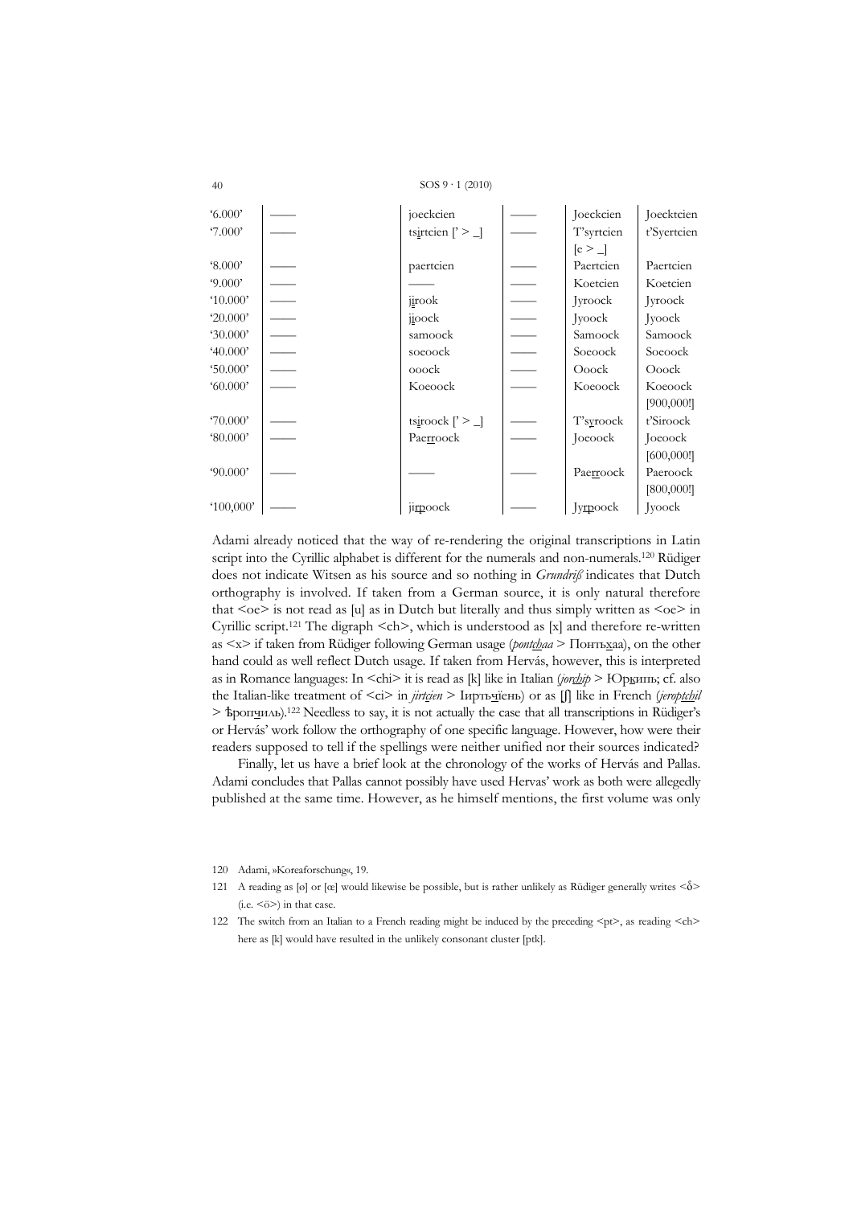| | | | | | |
|---|---|---|---|---|---|
| '6.000' | —— | joeckcien | —— | Joeckcien | Joecktcien |
| '7.000' | —— | tsirtcien [' > _] | —— | T'syrtcien [e > _] | t'Syertcien |
| '8.000' | —— | paertcien | —— | Paertcien | Paertcien |
| '9.000' | —— | —— | —— | Koetcien | Koetcien |
| '10.000' | —— | jirook | —— | Jyroock | Jyroock |
| '20.000' | —— | jioock | —— | Jyoock | Jyoock |
| '30.000' | —— | samoock | —— | Samoock | Samoock |
| '40.000' | —— | soeoock | —— | Soeoock | Soeoock |
| '50.000' | —— | ooock | —— | Ooock | Ooock |
| '60.000' | —— | Koeoock | —— | Koeoock | Koeoock [900,000!] |
| '70.000' | —— | tsiroock [' > _] | —— | T'syroock | t'Siroock |
| '80.000' | —— | Paerroock | —— | Joeoock | Joeoock [600,000!] |
| '90.000' | —— | —— | —— | Paerroock | Paeroock [800,000!] |
| '100,000' | —— | jirpoock | —— | Jyrpoock | Jyoock |

Adami already noticed that the way of re-rendering the original transcriptions in Latin script into the Cyrillic alphabet is different for the numerals and non-numerals.[120] Rüdiger does not indicate Witsen as his source and so nothing in *Grundriß* indicates that Dutch orthography is involved. If taken from a German source, it is only natural therefore that <oe> is not read as [u] as in Dutch but literally and thus simply written as <oe> in Cyrillic script.[121] The digraph <ch>, which is understood as [x] and therefore re-written as <x> if taken from Rüdiger following German usage (*pontchaa* > Понтъхаа), on the other hand could as well reflect Dutch usage. If taken from Hervás, however, this is interpreted as in Romance languages: In <chi> it is read as [k] like in Italian (*jorchip* > Юркипъ; cf. also the Italian-like treatment of <ci> in *jirtcien* > Іиртъчїень) or as [ʃ] like in French (*jeroptchil* > Ѣропчиль).[122] Needless to say, it is not actually the case that all transcriptions in Rüdiger's or Hervás' work follow the orthography of one specific language. However, how were their readers supposed to tell if the spellings were neither unified nor their sources indicated?

Finally, let us have a brief look at the chronology of the works of Hervás and Pallas. Adami concludes that Pallas cannot possibly have used Hervas' work as both were allegedly published at the same time. However, as he himself mentions, the first volume was only

120 Adami, »Koreaforschung«, 19.

121 A reading as [ø] or [œ] would likewise be possible, but is rather unlikely as Rüdiger generally writes <o̊> (i.e. <ö>) in that case.

122 The switch from an Italian to a French reading might be induced by the preceding <pt>, as reading <ch> here as [k] would have resulted in the unlikely consonant cluster [ptk].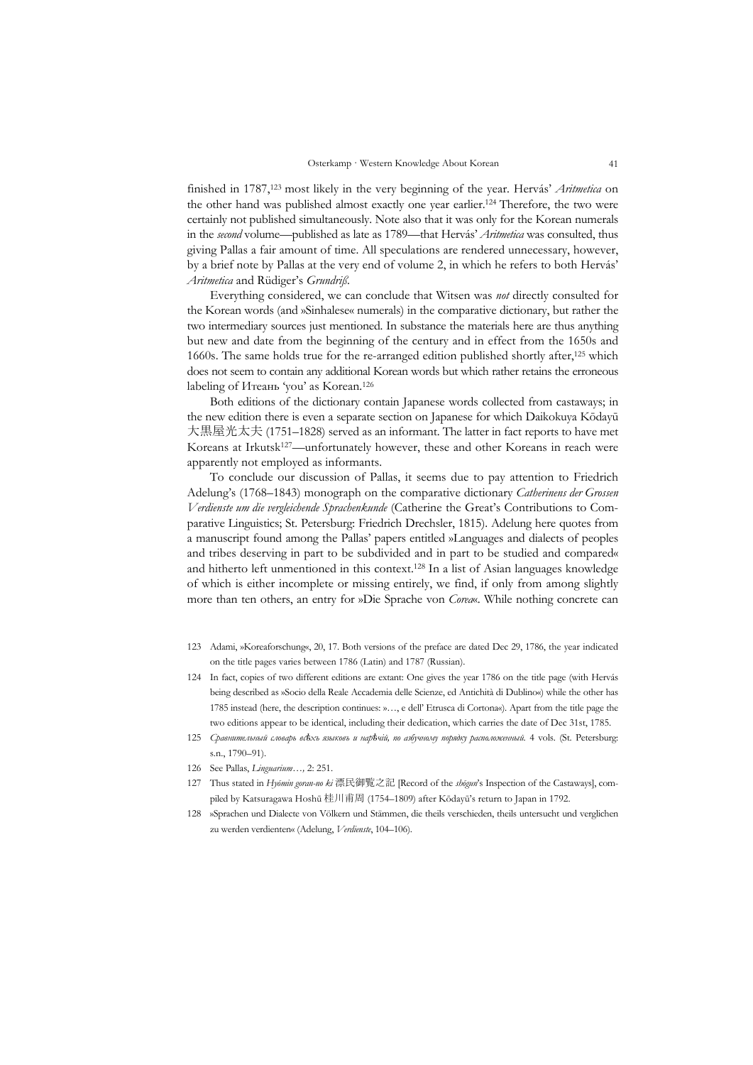finished in 1787,[123] most likely in the very beginning of the year. Hervás' *Aritmetica* on the other hand was published almost exactly one year earlier.[124] Therefore, the two were certainly not published simultaneously. Note also that it was only for the Korean numerals in the *second* volume—published as late as 1789—that Hervás' *Aritmetica* was consulted, thus giving Pallas a fair amount of time. All speculations are rendered unnecessary, however, by a brief note by Pallas at the very end of volume 2, in which he refers to both Hervás' *Aritmetica* and Rüdiger's *Grundriß*.

Everything considered, we can conclude that Witsen was *not* directly consulted for the Korean words (and »Sinhalese« numerals) in the comparative dictionary, but rather the two intermediary sources just mentioned. In substance the materials here are thus anything but new and date from the beginning of the century and in effect from the 1650s and 1660s. The same holds true for the re-arranged edition published shortly after,[125] which does not seem to contain any additional Korean words but which rather retains the erroneous labeling of Итеанъ 'you' as Korean.[126]

Both editions of the dictionary contain Japanese words collected from castaways; in the new edition there is even a separate section on Japanese for which Daikokuya Kōdayū 大黒屋光太夫 (1751–1828) served as an informant. The latter in fact reports to have met Koreans at Irkutsk[127]—unfortunately however, these and other Koreans in reach were apparently not employed as informants.

To conclude our discussion of Pallas, it seems due to pay attention to Friedrich Adelung's (1768–1843) monograph on the comparative dictionary *Catherinens der Grossen Verdienste um die vergleichende Sprachenkunde* (Catherine the Great's Contributions to Comparative Linguistics; St. Petersburg: Friedrich Drechsler, 1815). Adelung here quotes from a manuscript found among the Pallas' papers entitled »Languages and dialects of peoples and tribes deserving in part to be subdivided and in part to be studied and compared« and hitherto left unmentioned in this context.[128] In a list of Asian languages knowledge of which is either incomplete or missing entirely, we find, if only from among slightly more than ten others, an entry for »Die Sprache von *Corea*«. While nothing concrete can

123 Adami, »Koreaforschung«, 20, 17. Both versions of the preface are dated Dec 29, 1786, the year indicated on the title pages varies between 1786 (Latin) and 1787 (Russian).

124 In fact, copies of two different editions are extant: One gives the year 1786 on the title page (with Hervás being described as »Socio della Reale Accademia delle Scienze, ed Antichità di Dublino«) while the other has 1785 instead (here, the description continues: »…, e dell' Etrusca di Cortona«). Apart from the title page the two editions appear to be identical, including their dedication, which carries the date of Dec 31st, 1785.

125 *Сравнительный словарь всѣхъ языковъ и нарѣчій, по азбучному порядку расположенный*. 4 vols. (St. Petersburg: s.n., 1790–91).

126 See Pallas, *Linguarium…,* 2: 251.

127 Thus stated in *Hyōmin goran-no ki* 漂民御覧之記 [Record of the *shōgun*'s Inspection of the Castaways], compiled by Katsuragawa Hoshū 桂川甫周 (1754–1809) after Kōdayū's return to Japan in 1792.

128 »Sprachen und Dialecte von Völkern und Stämmen, die theils verschieden, theils untersucht und verglichen zu werden verdienten« (Adelung, *Verdienste*, 104–106).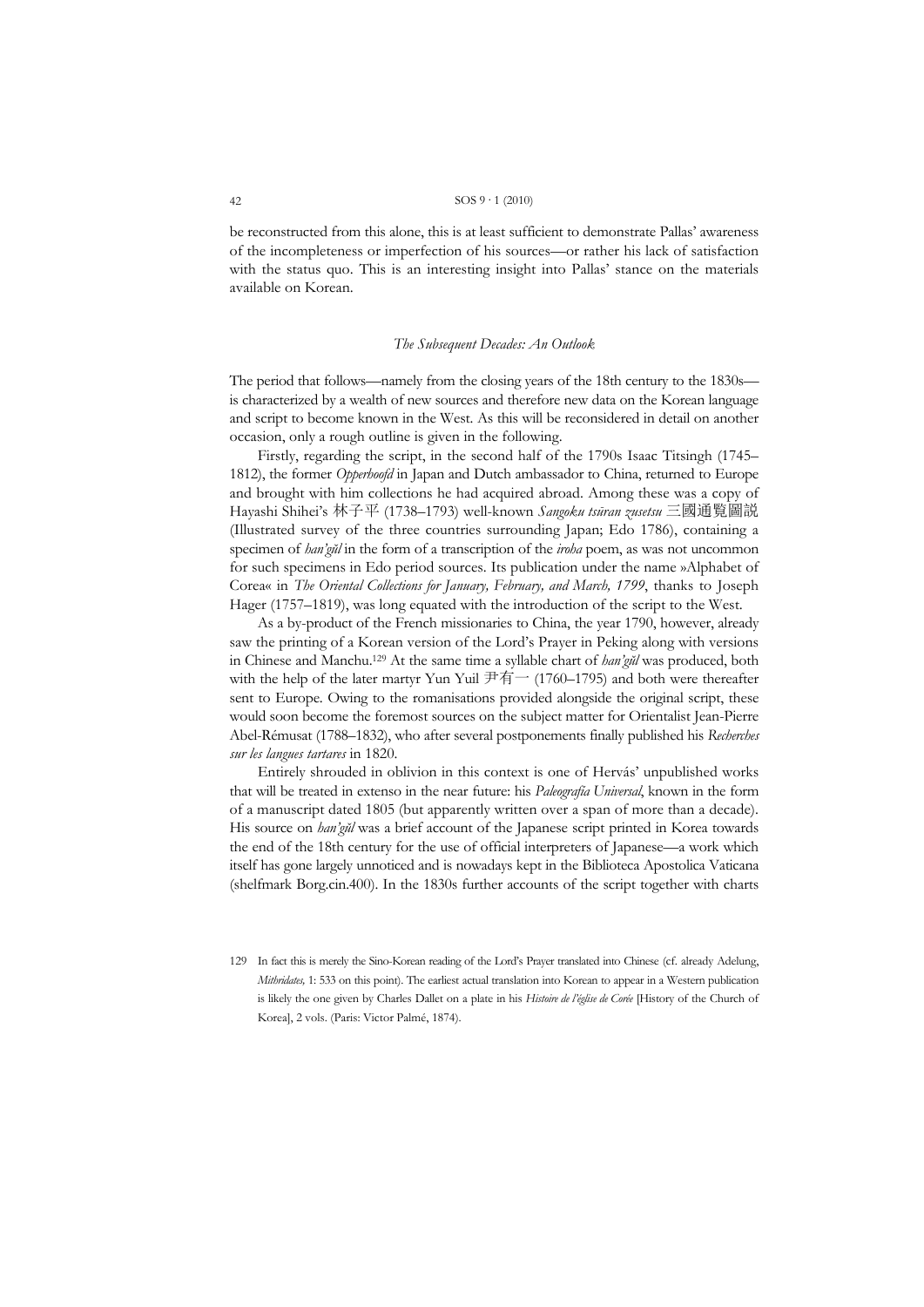be reconstructed from this alone, this is at least sufficient to demonstrate Pallas' awareness of the incompleteness or imperfection of his sources—or rather his lack of satisfaction with the status quo. This is an interesting insight into Pallas' stance on the materials available on Korean.

### *The Subsequent Decades: An Outlook*

The period that follows—namely from the closing years of the 18th century to the 1830s—is characterized by a wealth of new sources and therefore new data on the Korean language and script to become known in the West. As this will be reconsidered in detail on another occasion, only a rough outline is given in the following.

Firstly, regarding the script, in the second half of the 1790s Isaac Titsingh (1745–1812), the former *Opperhoofd* in Japan and Dutch ambassador to China, returned to Europe and brought with him collections he had acquired abroad. Among these was a copy of Hayashi Shihei's 林子平 (1738–1793) well-known *Sangoku tsūran zusetsu* 三國通覧圖説 (Illustrated survey of the three countries surrounding Japan; Edo 1786), containing a specimen of *han'gŭl* in the form of a transcription of the *iroha* poem, as was not uncommon for such specimens in Edo period sources. Its publication under the name »Alphabet of Corea« in *The Oriental Collections for January, February, and March, 1799*, thanks to Joseph Hager (1757–1819), was long equated with the introduction of the script to the West.

As a by-product of the French missionaries to China, the year 1790, however, already saw the printing of a Korean version of the Lord's Prayer in Peking along with versions in Chinese and Manchu.[129] At the same time a syllable chart of *han'gŭl* was produced, both with the help of the later martyr Yun Yuil 尹有一 (1760–1795) and both were thereafter sent to Europe. Owing to the romanisations provided alongside the original script, these would soon become the foremost sources on the subject matter for Orientalist Jean-Pierre Abel-Rémusat (1788–1832), who after several postponements finally published his *Recherches sur les langues tartares* in 1820.

Entirely shrouded in oblivion in this context is one of Hervás' unpublished works that will be treated in extenso in the near future: his *Paleografía Universal*, known in the form of a manuscript dated 1805 (but apparently written over a span of more than a decade). His source on *han'gŭl* was a brief account of the Japanese script printed in Korea towards the end of the 18th century for the use of official interpreters of Japanese—a work which itself has gone largely unnoticed and is nowadays kept in the Biblioteca Apostolica Vaticana (shelfmark Borg.cin.400). In the 1830s further accounts of the script together with charts

---

129 In fact this is merely the Sino-Korean reading of the Lord's Prayer translated into Chinese (cf. already Adelung, *Mithridates,* 1: 533 on this point). The earliest actual translation into Korean to appear in a Western publication is likely the one given by Charles Dallet on a plate in his *Histoire de l'église de Corée* [History of the Church of Korea], 2 vols. (Paris: Victor Palmé, 1874).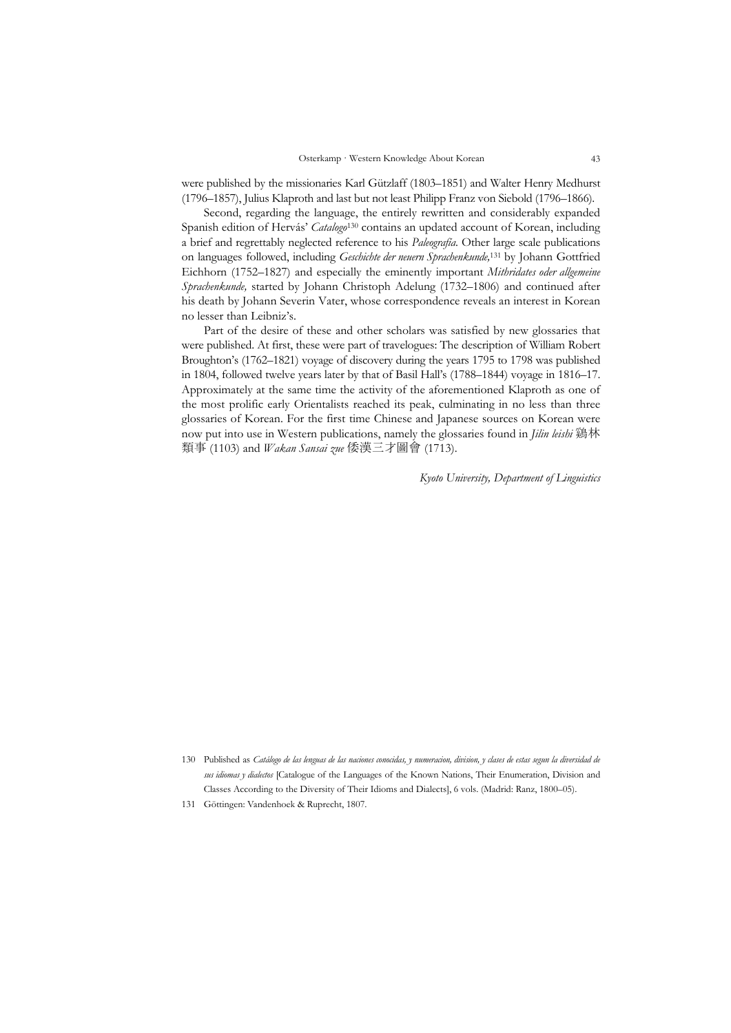were published by the missionaries Karl Gützlaff (1803–1851) and Walter Henry Medhurst (1796–1857), Julius Klaproth and last but not least Philipp Franz von Siebold (1796–1866).

Second, regarding the language, the entirely rewritten and considerably expanded Spanish edition of Hervás' *Catalogo*[130] contains an updated account of Korean, including a brief and regrettably neglected reference to his *Paleografia.* Other large scale publications on languages followed, including *Geschichte der neuern Sprachenkunde,*[131] by Johann Gottfried Eichhorn (1752–1827) and especially the eminently important *Mithridates oder allgemeine Sprachenkunde,* started by Johann Christoph Adelung (1732–1806) and continued after his death by Johann Severin Vater, whose correspondence reveals an interest in Korean no lesser than Leibniz's.

Part of the desire of these and other scholars was satisfied by new glossaries that were published. At first, these were part of travelogues: The description of William Robert Broughton's (1762–1821) voyage of discovery during the years 1795 to 1798 was published in 1804, followed twelve years later by that of Basil Hall's (1788–1844) voyage in 1816–17. Approximately at the same time the activity of the aforementioned Klaproth as one of the most prolific early Orientalists reached its peak, culminating in no less than three glossaries of Korean. For the first time Chinese and Japanese sources on Korean were now put into use in Western publications, namely the glossaries found in *Jilin leishi* 鷄林類事 (1103) and *Wakan Sansai zue* 倭漢三才圖會 (1713).

*Kyoto University, Department of Linguistics*

130 Published as *Catálogo de las lenguas de las naciones conocidas, y numeracion, division, y clases de estas segun la diversidad de sus idiomas y dialectos* [Catalogue of the Languages of the Known Nations, Their Enumeration, Division and Classes According to the Diversity of Their Idioms and Dialects], 6 vols. (Madrid: Ranz, 1800–05).

131 Göttingen: Vandenhoek & Ruprecht, 1807.